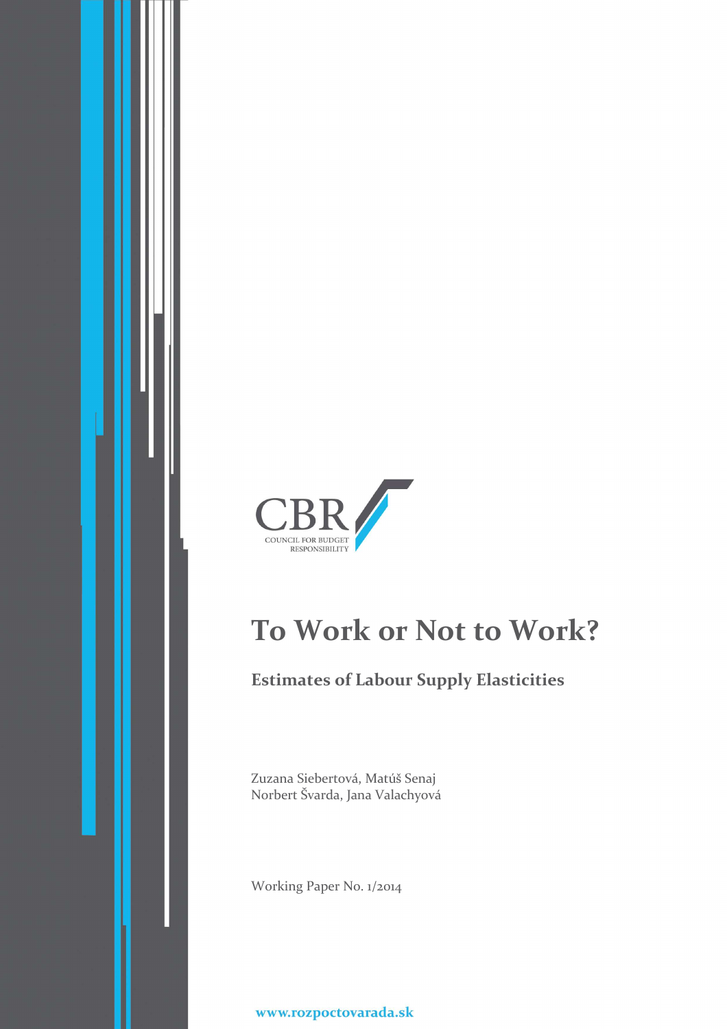CBR

COUNCIL FOR BUDGET RESPONSIBILITY

# To Work or Not to Work?

## Estimates of Labour Supply Elasticities

Zuzana Siebertová, Matúš Senaj
Norbert Švarda, Jana Valachyová

Working Paper No. 1/2014

www.rozpoctovarada.sk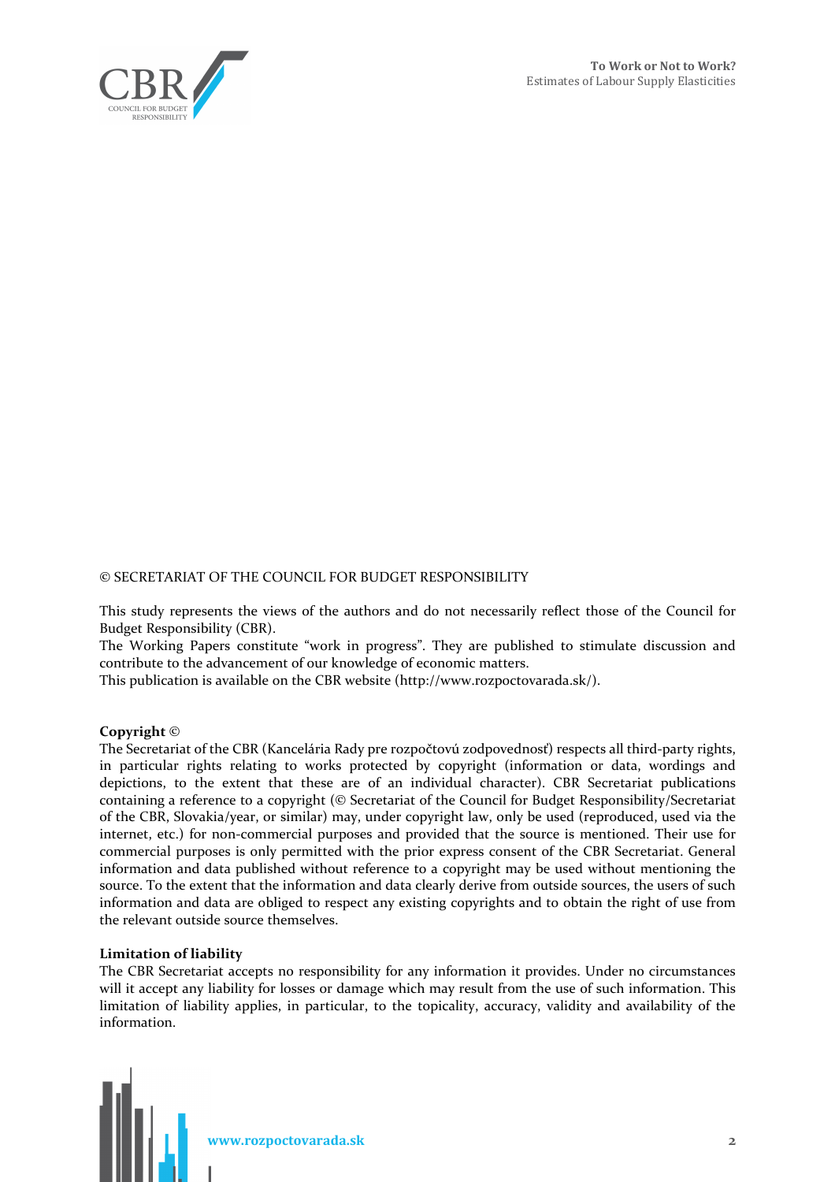© SECRETARIAT OF THE COUNCIL FOR BUDGET RESPONSIBILITY

This study represents the views of the authors and do not necessarily reflect those of the Council for Budget Responsibility (CBR).
The Working Papers constitute "work in progress". They are published to stimulate discussion and contribute to the advancement of our knowledge of economic matters.
This publication is available on the CBR website (http://www.rozpoctovarada.sk/).

**Copyright ©**
The Secretariat of the CBR (Kancelária Rady pre rozpočtovú zodpovednosť) respects all third-party rights, in particular rights relating to works protected by copyright (information or data, wordings and depictions, to the extent that these are of an individual character). CBR Secretariat publications containing a reference to a copyright (© Secretariat of the Council for Budget Responsibility/Secretariat of the CBR, Slovakia/year, or similar) may, under copyright law, only be used (reproduced, used via the internet, etc.) for non-commercial purposes and provided that the source is mentioned. Their use for commercial purposes is only permitted with the prior express consent of the CBR Secretariat. General information and data published without reference to a copyright may be used without mentioning the source. To the extent that the information and data clearly derive from outside sources, the users of such information and data are obliged to respect any existing copyrights and to obtain the right of use from the relevant outside source themselves.

**Limitation of liability**
The CBR Secretariat accepts no responsibility for any information it provides. Under no circumstances will it accept any liability for losses or damage which may result from the use of such information. This limitation of liability applies, in particular, to the topicality, accuracy, validity and availability of the information.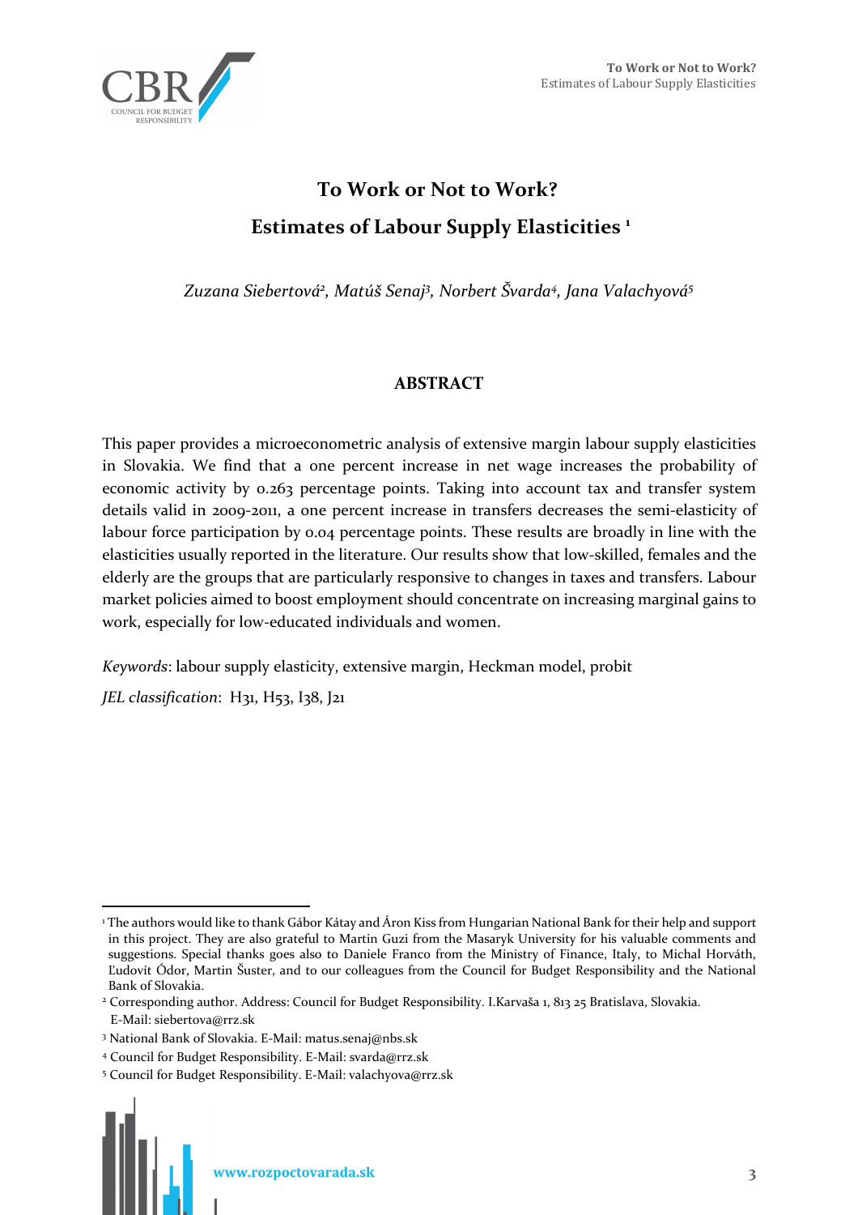# To Work or Not to Work?

# Estimates of Labour Supply Elasticities [1]

*Zuzana Siebertová[2], Matúš Senaj[3], Norbert Švarda[4], Jana Valachyová[5]*

## ABSTRACT

This paper provides a microeconometric analysis of extensive margin labour supply elasticities in Slovakia. We find that a one percent increase in net wage increases the probability of economic activity by 0.263 percentage points. Taking into account tax and transfer system details valid in 2009-2011, a one percent increase in transfers decreases the semi-elasticity of labour force participation by 0.04 percentage points. These results are broadly in line with the elasticities usually reported in the literature. Our results show that low-skilled, females and the elderly are the groups that are particularly responsive to changes in taxes and transfers. Labour market policies aimed to boost employment should concentrate on increasing marginal gains to work, especially for low-educated individuals and women.

*Keywords*: labour supply elasticity, extensive margin, Heckman model, probit

*JEL classification*: H31, H53, I38, J21

---

[1] The authors would like to thank Gábor Kátay and Áron Kiss from Hungarian National Bank for their help and support in this project. They are also grateful to Martin Guzi from the Masaryk University for his valuable comments and suggestions. Special thanks goes also to Daniele Franco from the Ministry of Finance, Italy, to Michal Horváth, Ľudovít Ódor, Martin Šuster, and to our colleagues from the Council for Budget Responsibility and the National Bank of Slovakia.

[2] Corresponding author. Address: Council for Budget Responsibility. I.Karvaša 1, 813 25 Bratislava, Slovakia. E-Mail: siebertova@rrz.sk

[3] National Bank of Slovakia. E-Mail: matus.senaj@nbs.sk

[4] Council for Budget Responsibility. E-Mail: svarda@rrz.sk

[5] Council for Budget Responsibility. E-Mail: valachyova@rrz.sk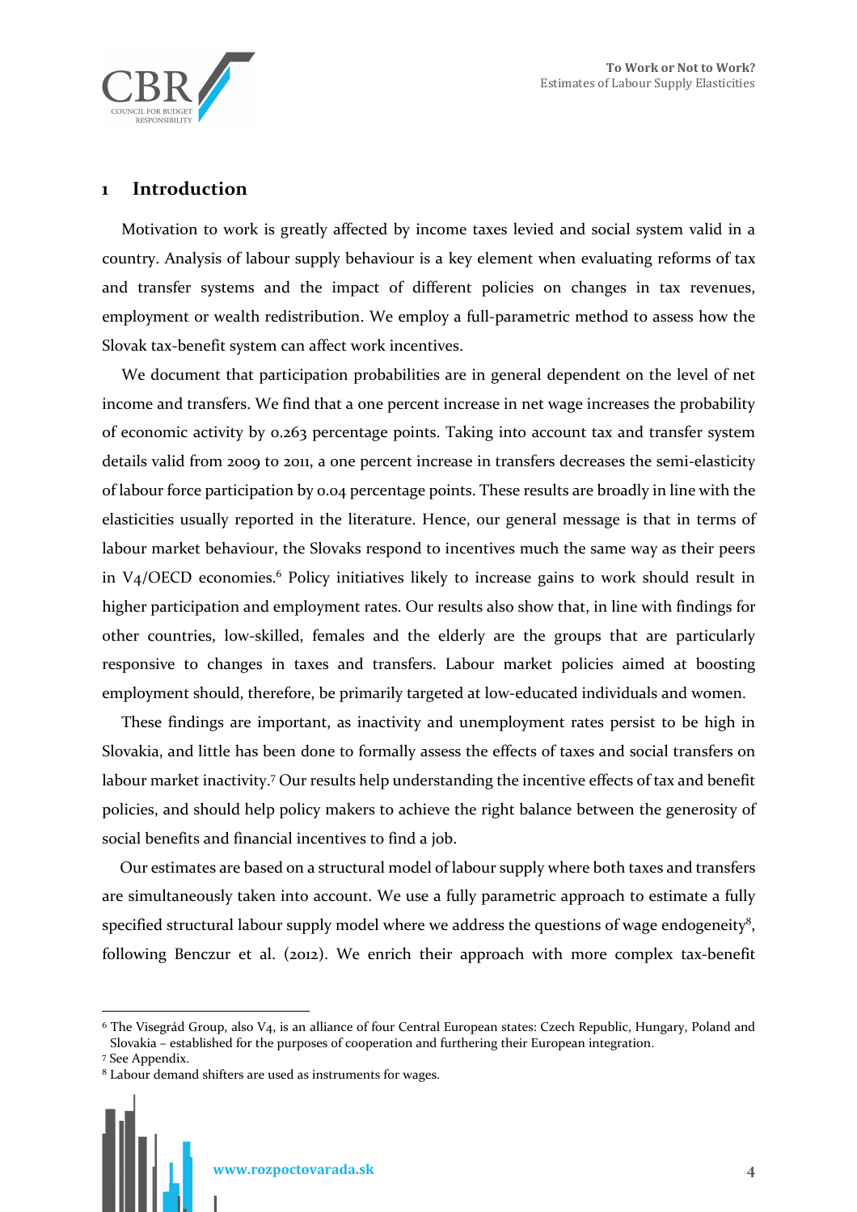# 1 Introduction

Motivation to work is greatly affected by income taxes levied and social system valid in a country. Analysis of labour supply behaviour is a key element when evaluating reforms of tax and transfer systems and the impact of different policies on changes in tax revenues, employment or wealth redistribution. We employ a full-parametric method to assess how the Slovak tax-benefit system can affect work incentives.

We document that participation probabilities are in general dependent on the level of net income and transfers. We find that a one percent increase in net wage increases the probability of economic activity by 0.263 percentage points. Taking into account tax and transfer system details valid from 2009 to 2011, a one percent increase in transfers decreases the semi-elasticity of labour force participation by 0.04 percentage points. These results are broadly in line with the elasticities usually reported in the literature. Hence, our general message is that in terms of labour market behaviour, the Slovaks respond to incentives much the same way as their peers in V4/OECD economies.[6] Policy initiatives likely to increase gains to work should result in higher participation and employment rates. Our results also show that, in line with findings for other countries, low-skilled, females and the elderly are the groups that are particularly responsive to changes in taxes and transfers. Labour market policies aimed at boosting employment should, therefore, be primarily targeted at low-educated individuals and women.

These findings are important, as inactivity and unemployment rates persist to be high in Slovakia, and little has been done to formally assess the effects of taxes and social transfers on labour market inactivity.[7] Our results help understanding the incentive effects of tax and benefit policies, and should help policy makers to achieve the right balance between the generosity of social benefits and financial incentives to find a job.

Our estimates are based on a structural model of labour supply where both taxes and transfers are simultaneously taken into account. We use a fully parametric approach to estimate a fully specified structural labour supply model where we address the questions of wage endogeneity[8], following Benczur et al. (2012). We enrich their approach with more complex tax-benefit

---

[6] The Visegrád Group, also V4, is an alliance of four Central European states: Czech Republic, Hungary, Poland and Slovakia – established for the purposes of cooperation and furthering their European integration.

[7] See Appendix.

[8] Labour demand shifters are used as instruments for wages.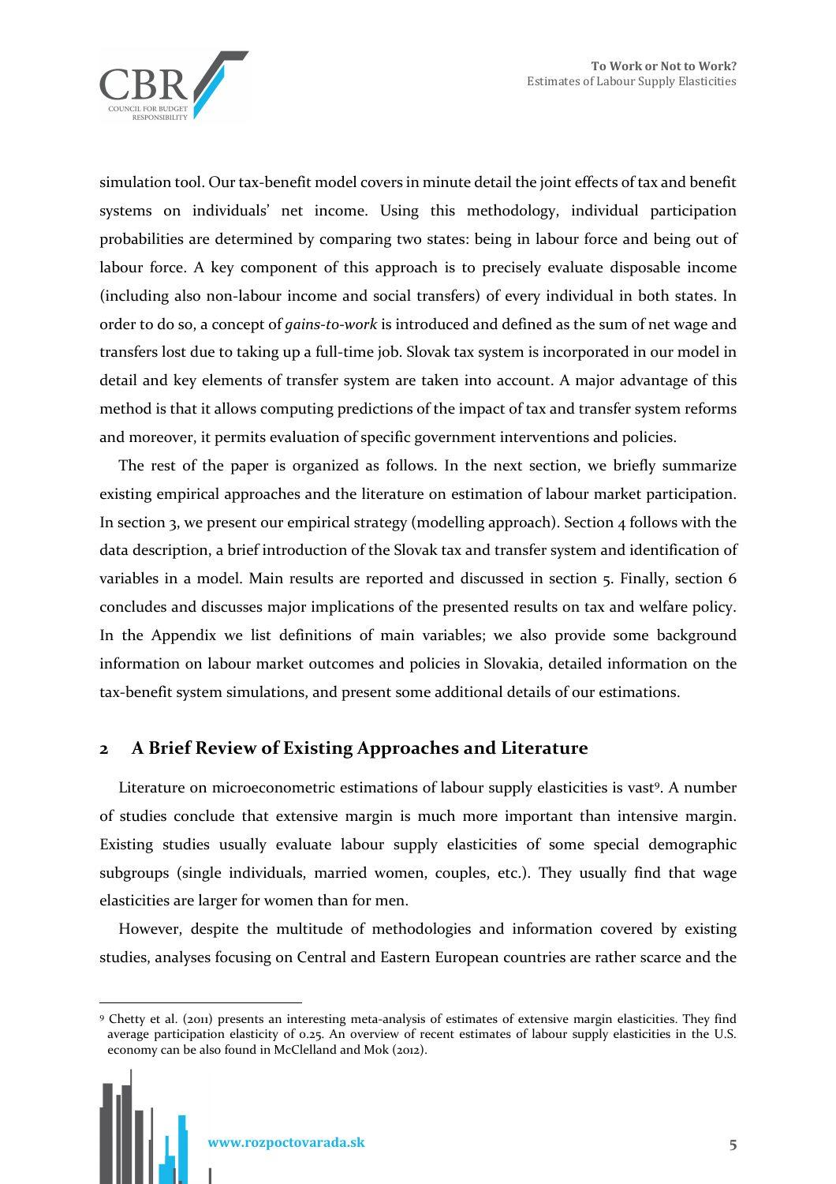simulation tool. Our tax-benefit model covers in minute detail the joint effects of tax and benefit systems on individuals' net income. Using this methodology, individual participation probabilities are determined by comparing two states: being in labour force and being out of labour force. A key component of this approach is to precisely evaluate disposable income (including also non-labour income and social transfers) of every individual in both states. In order to do so, a concept of *gains-to-work* is introduced and defined as the sum of net wage and transfers lost due to taking up a full-time job. Slovak tax system is incorporated in our model in detail and key elements of transfer system are taken into account. A major advantage of this method is that it allows computing predictions of the impact of tax and transfer system reforms and moreover, it permits evaluation of specific government interventions and policies.

The rest of the paper is organized as follows. In the next section, we briefly summarize existing empirical approaches and the literature on estimation of labour market participation. In section 3, we present our empirical strategy (modelling approach). Section 4 follows with the data description, a brief introduction of the Slovak tax and transfer system and identification of variables in a model. Main results are reported and discussed in section 5. Finally, section 6 concludes and discusses major implications of the presented results on tax and welfare policy. In the Appendix we list definitions of main variables; we also provide some background information on labour market outcomes and policies in Slovakia, detailed information on the tax-benefit system simulations, and present some additional details of our estimations.

## 2 A Brief Review of Existing Approaches and Literature

Literature on microeconometric estimations of labour supply elasticities is vast[9]. A number of studies conclude that extensive margin is much more important than intensive margin. Existing studies usually evaluate labour supply elasticities of some special demographic subgroups (single individuals, married women, couples, etc.). They usually find that wage elasticities are larger for women than for men.

However, despite the multitude of methodologies and information covered by existing studies, analyses focusing on Central and Eastern European countries are rather scarce and the

[9] Chetty et al. (2011) presents an interesting meta-analysis of estimates of extensive margin elasticities. They find average participation elasticity of 0.25. An overview of recent estimates of labour supply elasticities in the U.S. economy can be also found in McClelland and Mok (2012).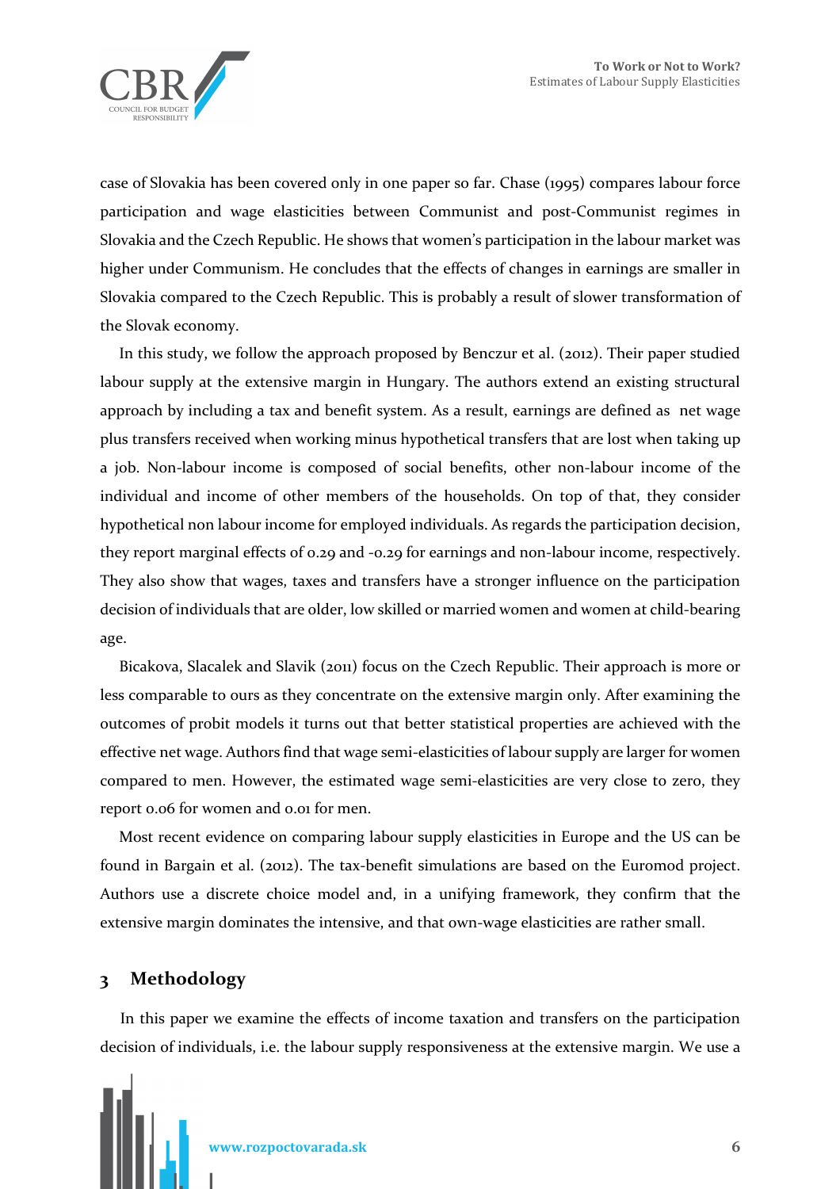case of Slovakia has been covered only in one paper so far. Chase (1995) compares labour force participation and wage elasticities between Communist and post-Communist regimes in Slovakia and the Czech Republic. He shows that women's participation in the labour market was higher under Communism. He concludes that the effects of changes in earnings are smaller in Slovakia compared to the Czech Republic. This is probably a result of slower transformation of the Slovak economy.

In this study, we follow the approach proposed by Benczur et al. (2012). Their paper studied labour supply at the extensive margin in Hungary. The authors extend an existing structural approach by including a tax and benefit system. As a result, earnings are defined as net wage plus transfers received when working minus hypothetical transfers that are lost when taking up a job. Non-labour income is composed of social benefits, other non-labour income of the individual and income of other members of the households. On top of that, they consider hypothetical non labour income for employed individuals. As regards the participation decision, they report marginal effects of 0.29 and -0.29 for earnings and non-labour income, respectively. They also show that wages, taxes and transfers have a stronger influence on the participation decision of individuals that are older, low skilled or married women and women at child-bearing age.

Bicakova, Slacalek and Slavik (2011) focus on the Czech Republic. Their approach is more or less comparable to ours as they concentrate on the extensive margin only. After examining the outcomes of probit models it turns out that better statistical properties are achieved with the effective net wage. Authors find that wage semi-elasticities of labour supply are larger for women compared to men. However, the estimated wage semi-elasticities are very close to zero, they report 0.06 for women and 0.01 for men.

Most recent evidence on comparing labour supply elasticities in Europe and the US can be found in Bargain et al. (2012). The tax-benefit simulations are based on the Euromod project. Authors use a discrete choice model and, in a unifying framework, they confirm that the extensive margin dominates the intensive, and that own-wage elasticities are rather small.

## 3 Methodology

In this paper we examine the effects of income taxation and transfers on the participation decision of individuals, i.e. the labour supply responsiveness at the extensive margin. We use a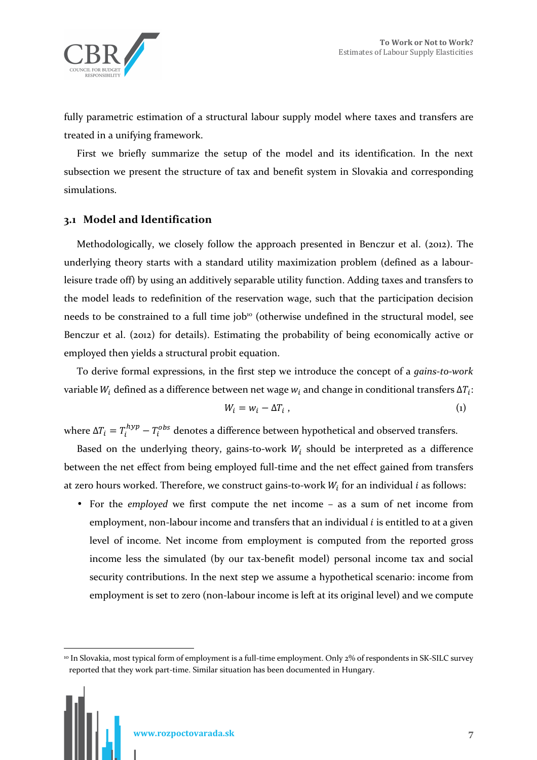fully parametric estimation of a structural labour supply model where taxes and transfers are treated in a unifying framework.

First we briefly summarize the setup of the model and its identification. In the next subsection we present the structure of tax and benefit system in Slovakia and corresponding simulations.

## 3.1 Model and Identification

Methodologically, we closely follow the approach presented in Benczur et al. (2012). The underlying theory starts with a standard utility maximization problem (defined as a labour-leisure trade off) by using an additively separable utility function. Adding taxes and transfers to the model leads to redefinition of the reservation wage, such that the participation decision needs to be constrained to a full time job[10] (otherwise undefined in the structural model, see Benczur et al. (2012) for details). Estimating the probability of being economically active or employed then yields a structural probit equation.

To derive formal expressions, in the first step we introduce the concept of a *gains-to-work* variable $W_i$ defined as a difference between net wage $w_i$ and change in conditional transfers $\Delta T_i$:

$$W_i = w_i - \Delta T_i \,, \tag{1}$$

where $\Delta T_i = T_i^{hyp} - T_i^{obs}$ denotes a difference between hypothetical and observed transfers.

Based on the underlying theory, gains-to-work $W_i$ should be interpreted as a difference between the net effect from being employed full-time and the net effect gained from transfers at zero hours worked. Therefore, we construct gains-to-work $W_i$ for an individual $i$ as follows:

- For the *employed* we first compute the net income – as a sum of net income from employment, non-labour income and transfers that an individual $i$ is entitled to at a given level of income. Net income from employment is computed from the reported gross income less the simulated (by our tax-benefit model) personal income tax and social security contributions. In the next step we assume a hypothetical scenario: income from employment is set to zero (non-labour income is left at its original level) and we compute

[10] In Slovakia, most typical form of employment is a full-time employment. Only 2% of respondents in SK-SILC survey reported that they work part-time. Similar situation has been documented in Hungary.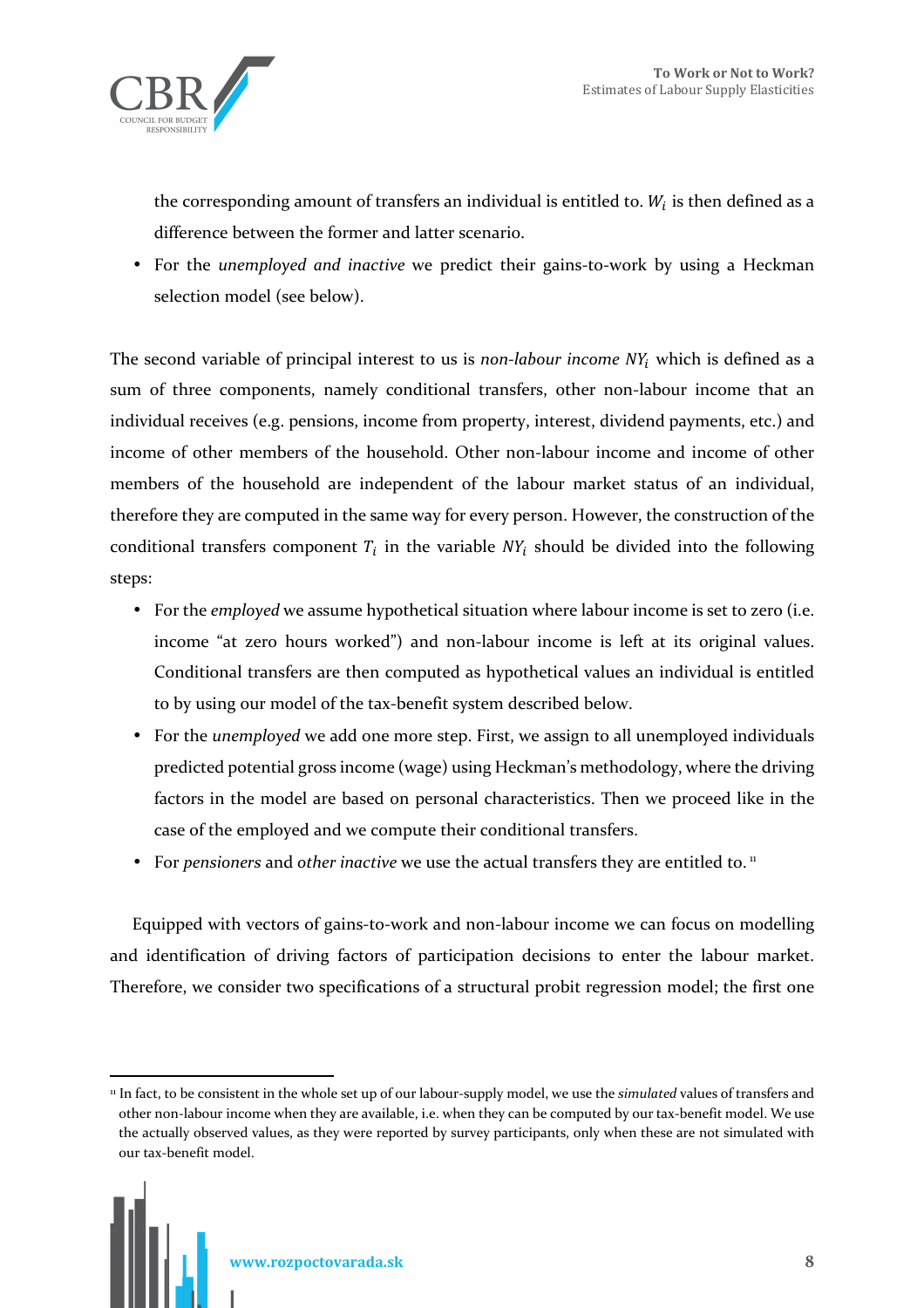the corresponding amount of transfers an individual is entitled to. $W_i$ is then defined as a difference between the former and latter scenario.

- For the *unemployed and inactive* we predict their gains-to-work by using a Heckman selection model (see below).

The second variable of principal interest to us is *non-labour income* $NY_i$ which is defined as a sum of three components, namely conditional transfers, other non-labour income that an individual receives (e.g. pensions, income from property, interest, dividend payments, etc.) and income of other members of the household. Other non-labour income and income of other members of the household are independent of the labour market status of an individual, therefore they are computed in the same way for every person. However, the construction of the conditional transfers component $T_i$ in the variable $NY_i$ should be divided into the following steps:

- For the *employed* we assume hypothetical situation where labour income is set to zero (i.e. income "at zero hours worked") and non-labour income is left at its original values. Conditional transfers are then computed as hypothetical values an individual is entitled to by using our model of the tax-benefit system described below.
- For the *unemployed* we add one more step. First, we assign to all unemployed individuals predicted potential gross income (wage) using Heckman's methodology, where the driving factors in the model are based on personal characteristics. Then we proceed like in the case of the employed and we compute their conditional transfers.
- For *pensioners* and *other inactive* we use the actual transfers they are entitled to. [11]

Equipped with vectors of gains-to-work and non-labour income we can focus on modelling and identification of driving factors of participation decisions to enter the labour market. Therefore, we consider two specifications of a structural probit regression model; the first one

[11] In fact, to be consistent in the whole set up of our labour-supply model, we use the *simulated* values of transfers and other non-labour income when they are available, i.e. when they can be computed by our tax-benefit model. We use the actually observed values, as they were reported by survey participants, only when these are not simulated with our tax-benefit model.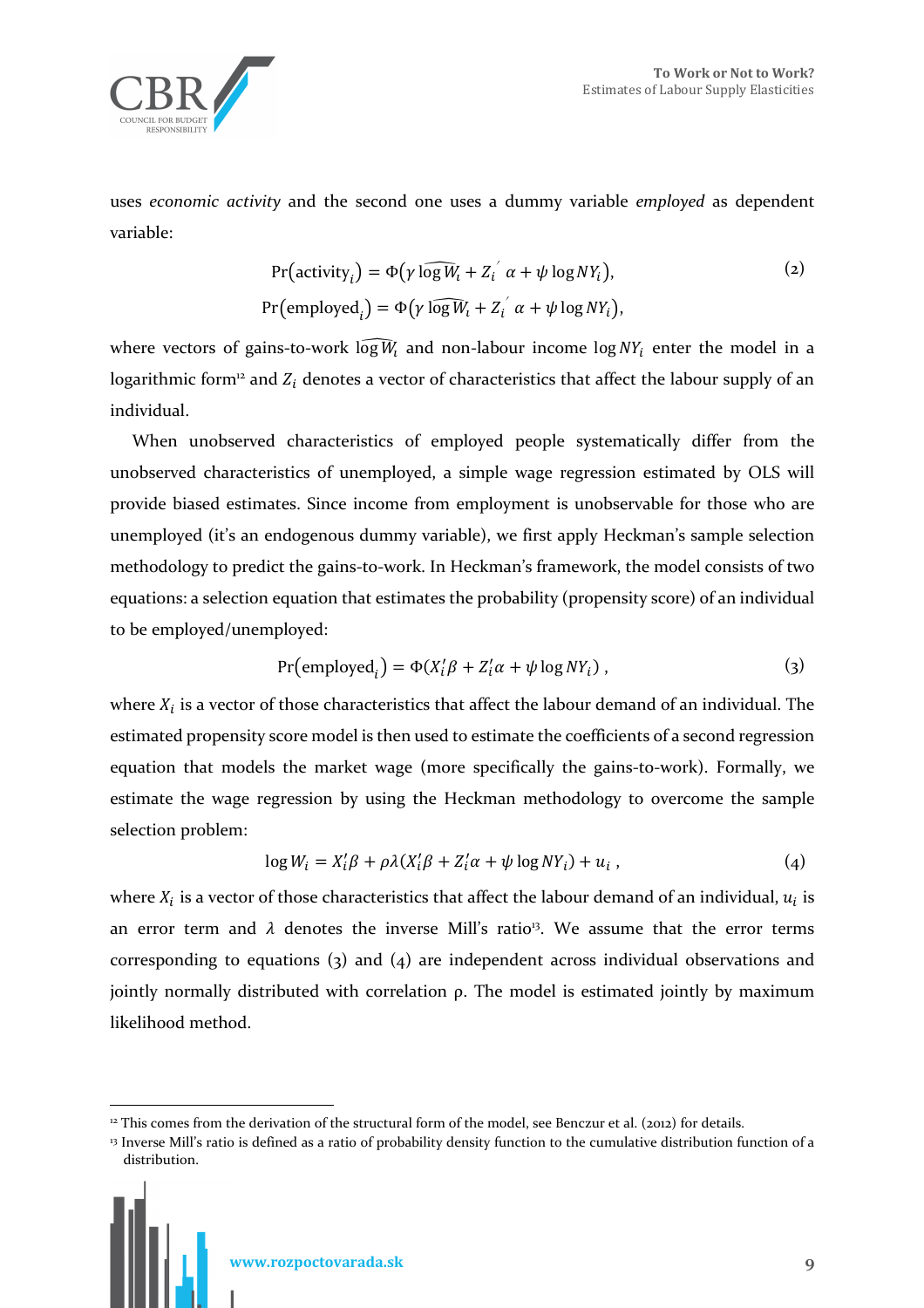uses *economic activity* and the second one uses a dummy variable *employed* as dependent variable:

$$\Pr(\text{activity}_i) = \Phi(\gamma \widehat{\log W_i} + Z_i^{'} \alpha + \psi \log NY_i), \tag{2}$$
$$\Pr(\text{employed}_i) = \Phi(\gamma \widehat{\log W_i} + Z_i^{'} \alpha + \psi \log NY_i),$$

where vectors of gains-to-work $\widehat{\log W_i}$ and non-labour income $\log NY_i$ enter the model in a logarithmic form[12] and $Z_i$ denotes a vector of characteristics that affect the labour supply of an individual.

When unobserved characteristics of employed people systematically differ from the unobserved characteristics of unemployed, a simple wage regression estimated by OLS will provide biased estimates. Since income from employment is unobservable for those who are unemployed (it's an endogenous dummy variable), we first apply Heckman's sample selection methodology to predict the gains-to-work. In Heckman's framework, the model consists of two equations: a selection equation that estimates the probability (propensity score) of an individual to be employed/unemployed:

$$\Pr(\text{employed}_i) = \Phi(X_i'\beta + Z_i'\alpha + \psi \log NY_i)\ , \tag{3}$$

where $X_i$ is a vector of those characteristics that affect the labour demand of an individual. The estimated propensity score model is then used to estimate the coefficients of a second regression equation that models the market wage (more specifically the gains-to-work). Formally, we estimate the wage regression by using the Heckman methodology to overcome the sample selection problem:

$$\log W_i = X_i'\beta + \rho\lambda(X_i'\beta + Z_i'\alpha + \psi \log NY_i) + u_i\ , \tag{4}$$

where $X_i$ is a vector of those characteristics that affect the labour demand of an individual, $u_i$ is an error term and $\lambda$ denotes the inverse Mill's ratio[13]. We assume that the error terms corresponding to equations (3) and (4) are independent across individual observations and jointly normally distributed with correlation ρ. The model is estimated jointly by maximum likelihood method.

---

[12] This comes from the derivation of the structural form of the model, see Benczur et al. (2012) for details.

[13] Inverse Mill's ratio is defined as a ratio of probability density function to the cumulative distribution function of a distribution.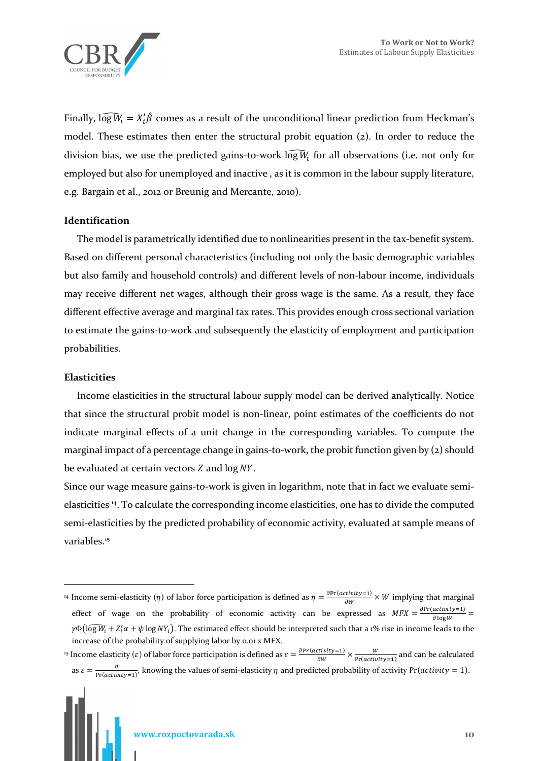Finally, $\widehat{\log W_i} = X_i'\hat{\beta}$ comes as a result of the unconditional linear prediction from Heckman's model. These estimates then enter the structural probit equation (2). In order to reduce the division bias, we use the predicted gains-to-work $\widehat{\log W_i}$ for all observations (i.e. not only for employed but also for unemployed and inactive , as it is common in the labour supply literature, e.g. Bargain et al., 2012 or Breunig and Mercante, 2010).

### Identification

The model is parametrically identified due to nonlinearities present in the tax-benefit system. Based on different personal characteristics (including not only the basic demographic variables but also family and household controls) and different levels of non-labour income, individuals may receive different net wages, although their gross wage is the same. As a result, they face different effective average and marginal tax rates. This provides enough cross sectional variation to estimate the gains-to-work and subsequently the elasticity of employment and participation probabilities.

### Elasticities

Income elasticities in the structural labour supply model can be derived analytically. Notice that since the structural probit model is non-linear, point estimates of the coefficients do not indicate marginal effects of a unit change in the corresponding variables. To compute the marginal impact of a percentage change in gains-to-work, the probit function given by (2) should be evaluated at certain vectors $Z$ and $\log NY$.

Since our wage measure gains-to-work is given in logarithm, note that in fact we evaluate semi-elasticities [14]. To calculate the corresponding income elasticities, one has to divide the computed semi-elasticities by the predicted probability of economic activity, evaluated at sample means of variables.[15]

---

[14] Income semi-elasticity ($\eta$) of labor force participation is defined as $\eta = \frac{\partial \Pr(activity=1)}{\partial W} \times W$ implying that marginal effect of wage on the probability of economic activity can be expressed as $MFX = \frac{\partial \Pr(activity=1)}{\partial \log W} = \gamma\Phi(\widehat{\log W_i} + Z_i'\alpha + \psi \log NY_i)$. The estimated effect should be interpreted such that a 1% rise in income leads to the increase of the probability of supplying labor by 0.01 x MFX.

[15] Income elasticity ($\varepsilon$) of labor force participation is defined as $\varepsilon = \frac{\partial Pr(activity=1)}{\partial W} \times \frac{W}{\Pr(activity=1)}$ and can be calculated as $\varepsilon = \frac{\eta}{\Pr(activity=1)}$, knowing the values of semi-elasticity $\eta$ and predicted probability of activity $\Pr(activity = 1)$.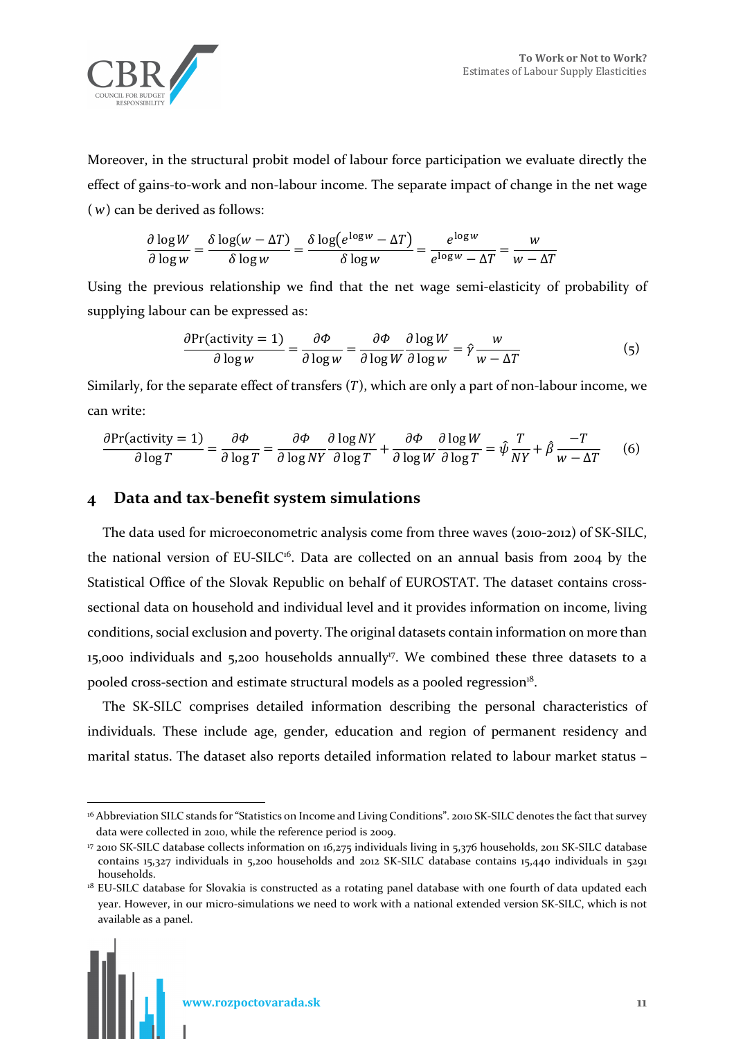Moreover, in the structural probit model of labour force participation we evaluate directly the effect of gains-to-work and non-labour income. The separate impact of change in the net wage ($w$) can be derived as follows:

$$\frac{\partial \log W}{\partial \log w} = \frac{\delta \log(w - \Delta T)}{\delta \log w} = \frac{\delta \log\left(e^{\log w} - \Delta T\right)}{\delta \log w} = \frac{e^{\log w}}{e^{\log w} - \Delta T} = \frac{w}{w - \Delta T}$$

Using the previous relationship we find that the net wage semi-elasticity of probability of supplying labour can be expressed as:

$$\frac{\partial \Pr(\text{activity} = 1)}{\partial \log w} = \frac{\partial \Phi}{\partial \log w} = \frac{\partial \Phi}{\partial \log W}\frac{\partial \log W}{\partial \log w} = \hat{\gamma}\frac{w}{w - \Delta T} \tag{5}$$

Similarly, for the separate effect of transfers ($T$), which are only a part of non-labour income, we can write:

$$\frac{\partial \Pr(\text{activity} = 1)}{\partial \log T} = \frac{\partial \Phi}{\partial \log T} = \frac{\partial \Phi}{\partial \log NY}\frac{\partial \log NY}{\partial \log T} + \frac{\partial \Phi}{\partial \log W}\frac{\partial \log W}{\partial \log T} = \hat{\psi}\frac{T}{NY} + \hat{\beta}\frac{-T}{w - \Delta T} \tag{6}$$

# 4 Data and tax-benefit system simulations

The data used for microeconometric analysis come from three waves (2010-2012) of SK-SILC, the national version of EU-SILC[16]. Data are collected on an annual basis from 2004 by the Statistical Office of the Slovak Republic on behalf of EUROSTAT. The dataset contains cross-sectional data on household and individual level and it provides information on income, living conditions, social exclusion and poverty. The original datasets contain information on more than 15,000 individuals and 5,200 households annually[17]. We combined these three datasets to a pooled cross-section and estimate structural models as a pooled regression[18].

The SK-SILC comprises detailed information describing the personal characteristics of individuals. These include age, gender, education and region of permanent residency and marital status. The dataset also reports detailed information related to labour market status –

[16] Abbreviation SILC stands for "Statistics on Income and Living Conditions". 2010 SK-SILC denotes the fact that survey data were collected in 2010, while the reference period is 2009.

[17] 2010 SK-SILC database collects information on 16,275 individuals living in 5,376 households, 2011 SK-SILC database contains 15,327 individuals in 5,200 households and 2012 SK-SILC database contains 15,440 individuals in 5291 households.

[18] EU-SILC database for Slovakia is constructed as a rotating panel database with one fourth of data updated each year. However, in our micro-simulations we need to work with a national extended version SK-SILC, which is not available as a panel.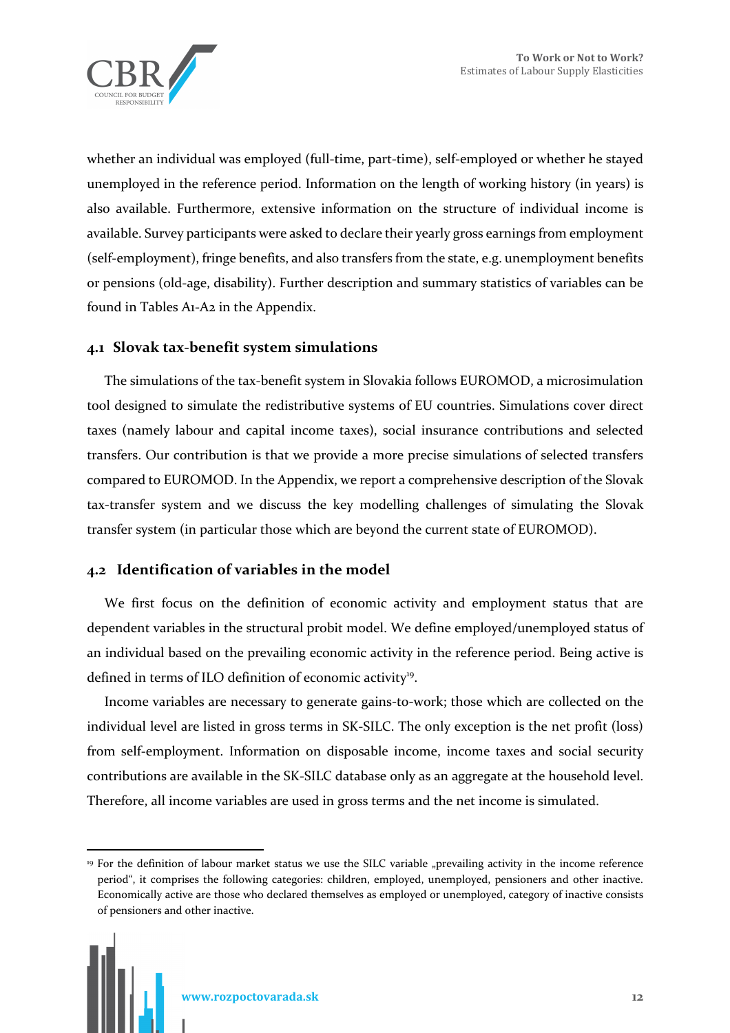whether an individual was employed (full-time, part-time), self-employed or whether he stayed unemployed in the reference period. Information on the length of working history (in years) is also available. Furthermore, extensive information on the structure of individual income is available. Survey participants were asked to declare their yearly gross earnings from employment (self-employment), fringe benefits, and also transfers from the state, e.g. unemployment benefits or pensions (old-age, disability). Further description and summary statistics of variables can be found in Tables A1-A2 in the Appendix.

## 4.1 Slovak tax-benefit system simulations

The simulations of the tax-benefit system in Slovakia follows EUROMOD, a microsimulation tool designed to simulate the redistributive systems of EU countries. Simulations cover direct taxes (namely labour and capital income taxes), social insurance contributions and selected transfers. Our contribution is that we provide a more precise simulations of selected transfers compared to EUROMOD. In the Appendix, we report a comprehensive description of the Slovak tax-transfer system and we discuss the key modelling challenges of simulating the Slovak transfer system (in particular those which are beyond the current state of EUROMOD).

## 4.2 Identification of variables in the model

We first focus on the definition of economic activity and employment status that are dependent variables in the structural probit model. We define employed/unemployed status of an individual based on the prevailing economic activity in the reference period. Being active is defined in terms of ILO definition of economic activity[19].

Income variables are necessary to generate gains-to-work; those which are collected on the individual level are listed in gross terms in SK-SILC. The only exception is the net profit (loss) from self-employment. Information on disposable income, income taxes and social security contributions are available in the SK-SILC database only as an aggregate at the household level. Therefore, all income variables are used in gross terms and the net income is simulated.

[19] For the definition of labour market status we use the SILC variable „prevailing activity in the income reference period", it comprises the following categories: children, employed, unemployed, pensioners and other inactive. Economically active are those who declared themselves as employed or unemployed, category of inactive consists of pensioners and other inactive.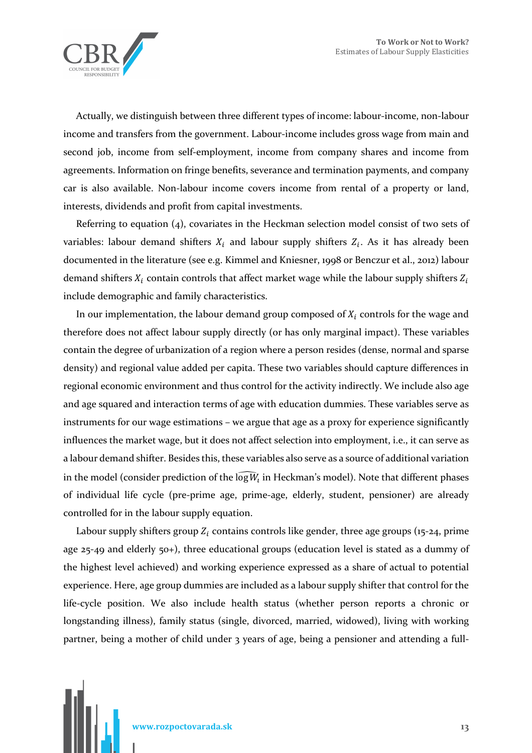Actually, we distinguish between three different types of income: labour-income, non-labour income and transfers from the government. Labour-income includes gross wage from main and second job, income from self-employment, income from company shares and income from agreements. Information on fringe benefits, severance and termination payments, and company car is also available. Non-labour income covers income from rental of a property or land, interests, dividends and profit from capital investments.

Referring to equation (4), covariates in the Heckman selection model consist of two sets of variables: labour demand shifters $X_i$ and labour supply shifters $Z_i$. As it has already been documented in the literature (see e.g. Kimmel and Kniesner, 1998 or Benczur et al., 2012) labour demand shifters $X_i$ contain controls that affect market wage while the labour supply shifters $Z_i$ include demographic and family characteristics.

In our implementation, the labour demand group composed of $X_i$ controls for the wage and therefore does not affect labour supply directly (or has only marginal impact). These variables contain the degree of urbanization of a region where a person resides (dense, normal and sparse density) and regional value added per capita. These two variables should capture differences in regional economic environment and thus control for the activity indirectly. We include also age and age squared and interaction terms of age with education dummies. These variables serve as instruments for our wage estimations – we argue that age as a proxy for experience significantly influences the market wage, but it does not affect selection into employment, i.e., it can serve as a labour demand shifter. Besides this, these variables also serve as a source of additional variation in the model (consider prediction of the $\widehat{\log W_i}$ in Heckman's model). Note that different phases of individual life cycle (pre-prime age, prime-age, elderly, student, pensioner) are already controlled for in the labour supply equation.

Labour supply shifters group $Z_i$ contains controls like gender, three age groups (15-24, prime age 25-49 and elderly 50+), three educational groups (education level is stated as a dummy of the highest level achieved) and working experience expressed as a share of actual to potential experience. Here, age group dummies are included as a labour supply shifter that control for the life-cycle position. We also include health status (whether person reports a chronic or longstanding illness), family status (single, divorced, married, widowed), living with working partner, being a mother of child under 3 years of age, being a pensioner and attending a full-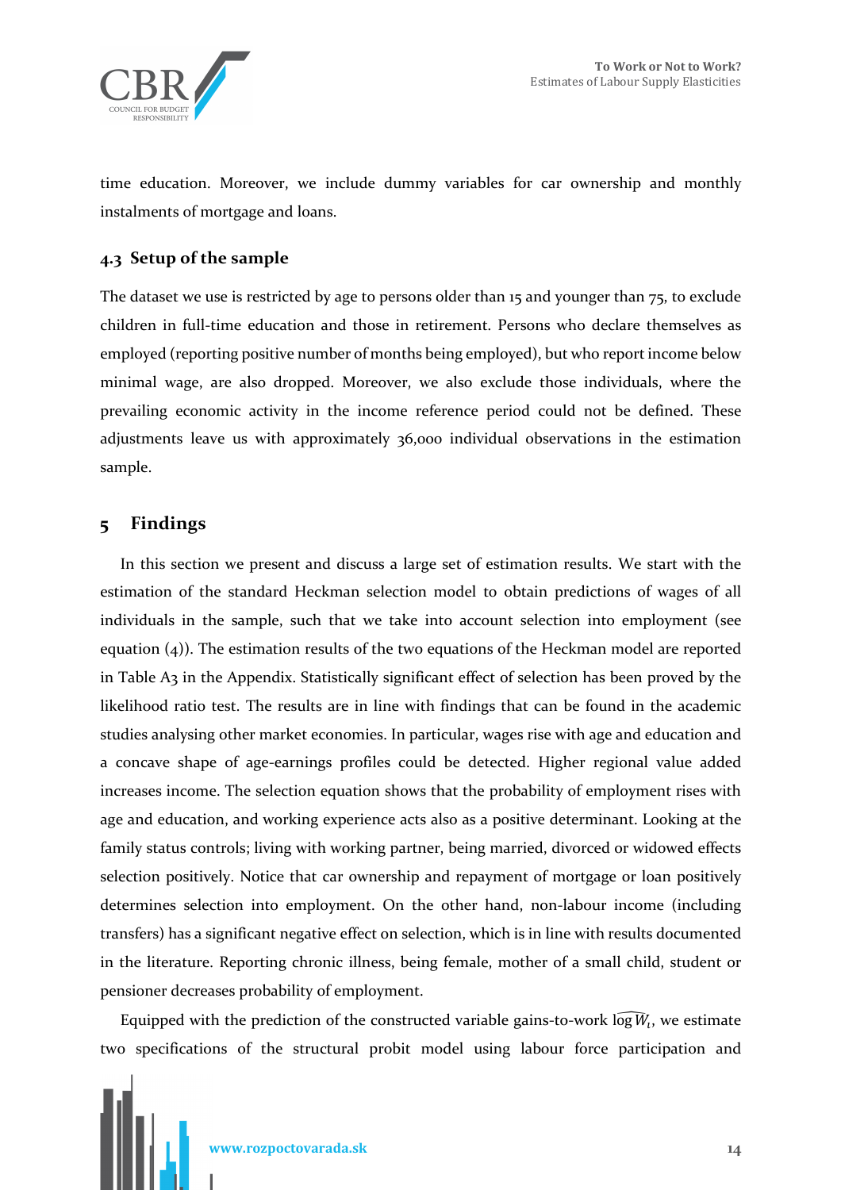time education. Moreover, we include dummy variables for car ownership and monthly instalments of mortgage and loans.

### 4.3 Setup of the sample

The dataset we use is restricted by age to persons older than 15 and younger than 75, to exclude children in full-time education and those in retirement. Persons who declare themselves as employed (reporting positive number of months being employed), but who report income below minimal wage, are also dropped. Moreover, we also exclude those individuals, where the prevailing economic activity in the income reference period could not be defined. These adjustments leave us with approximately 36,000 individual observations in the estimation sample.

## 5 Findings

In this section we present and discuss a large set of estimation results. We start with the estimation of the standard Heckman selection model to obtain predictions of wages of all individuals in the sample, such that we take into account selection into employment (see equation (4)). The estimation results of the two equations of the Heckman model are reported in Table A3 in the Appendix. Statistically significant effect of selection has been proved by the likelihood ratio test. The results are in line with findings that can be found in the academic studies analysing other market economies. In particular, wages rise with age and education and a concave shape of age-earnings profiles could be detected. Higher regional value added increases income. The selection equation shows that the probability of employment rises with age and education, and working experience acts also as a positive determinant. Looking at the family status controls; living with working partner, being married, divorced or widowed effects selection positively. Notice that car ownership and repayment of mortgage or loan positively determines selection into employment. On the other hand, non-labour income (including transfers) has a significant negative effect on selection, which is in line with results documented in the literature. Reporting chronic illness, being female, mother of a small child, student or pensioner decreases probability of employment.

Equipped with the prediction of the constructed variable gains-to-work $\widehat{\log W_i}$, we estimate two specifications of the structural probit model using labour force participation and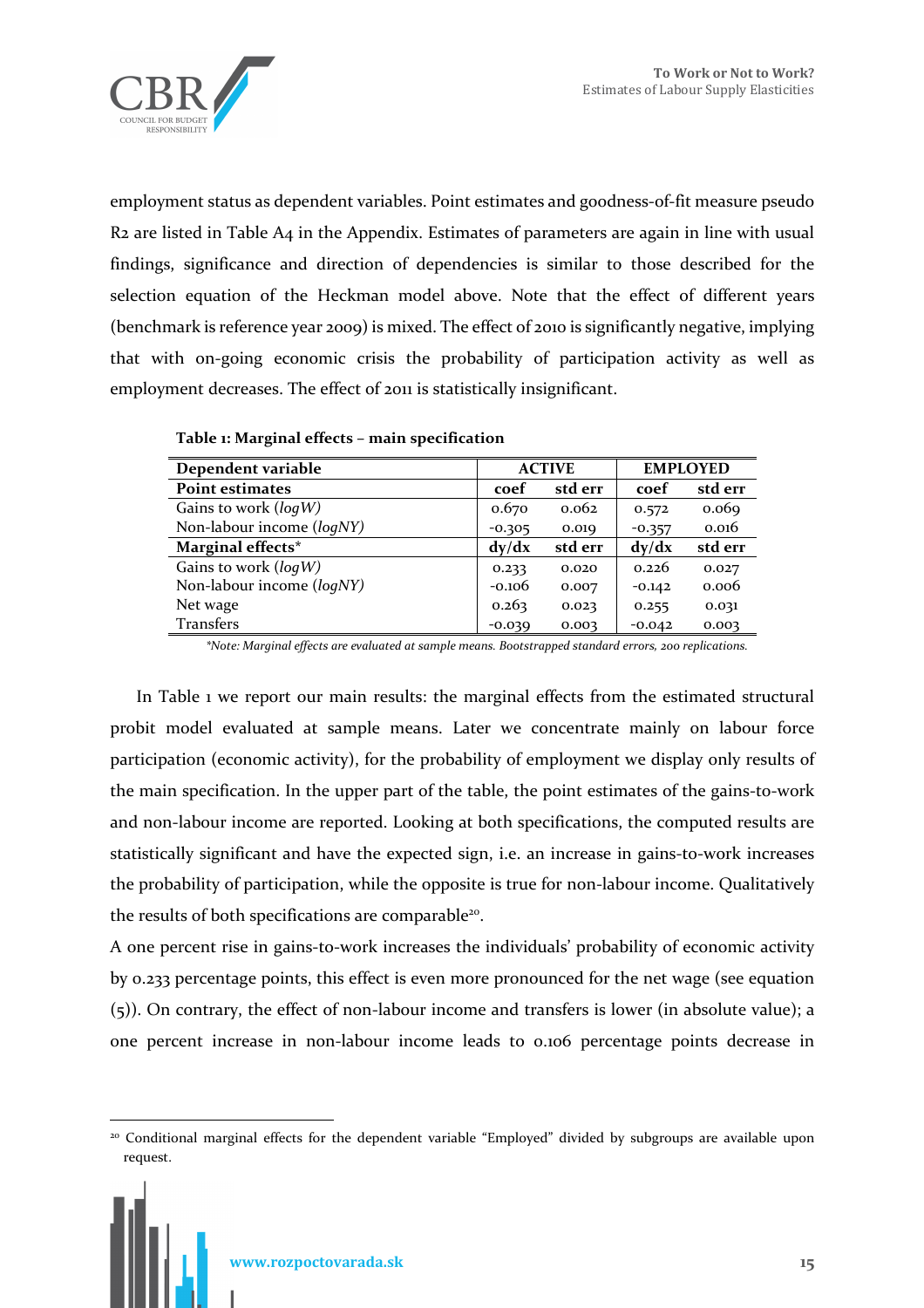employment status as dependent variables. Point estimates and goodness-of-fit measure pseudo R2 are listed in Table A4 in the Appendix. Estimates of parameters are again in line with usual findings, significance and direction of dependencies is similar to those described for the selection equation of the Heckman model above. Note that the effect of different years (benchmark is reference year 2009) is mixed. The effect of 2010 is significantly negative, implying that with on-going economic crisis the probability of participation activity as well as employment decreases. The effect of 2011 is statistically insignificant.

**Table 1: Marginal effects – main specification**

| **Dependent variable** | **ACTIVE** | | **EMPLOYED** | |
|---|---|---|---|---|
| **Point estimates** | **coef** | **std err** | **coef** | **std err** |
| Gains to work (*logW*) | 0.670 | 0.062 | 0.572 | 0.069 |
| Non-labour income (*logNY*) | -0.305 | 0.019 | -0.357 | 0.016 |
| **Marginal effects*** | **dy/dx** | **std err** | **dy/dx** | **std err** |
| Gains to work (*logW*) | 0.233 | 0.020 | 0.226 | 0.027 |
| Non-labour income (*logNY*) | -0.106 | 0.007 | -0.142 | 0.006 |
| Net wage | 0.263 | 0.023 | 0.255 | 0.031 |
| Transfers | -0.039 | 0.003 | -0.042 | 0.003 |

*\*Note: Marginal effects are evaluated at sample means. Bootstrapped standard errors, 200 replications.*

In Table 1 we report our main results: the marginal effects from the estimated structural probit model evaluated at sample means. Later we concentrate mainly on labour force participation (economic activity), for the probability of employment we display only results of the main specification. In the upper part of the table, the point estimates of the gains-to-work and non-labour income are reported. Looking at both specifications, the computed results are statistically significant and have the expected sign, i.e. an increase in gains-to-work increases the probability of participation, while the opposite is true for non-labour income. Qualitatively the results of both specifications are comparable[20].

A one percent rise in gains-to-work increases the individuals' probability of economic activity by 0.233 percentage points, this effect is even more pronounced for the net wage (see equation (5)). On contrary, the effect of non-labour income and transfers is lower (in absolute value); a one percent increase in non-labour income leads to 0.106 percentage points decrease in

[20] Conditional marginal effects for the dependent variable "Employed" divided by subgroups are available upon request.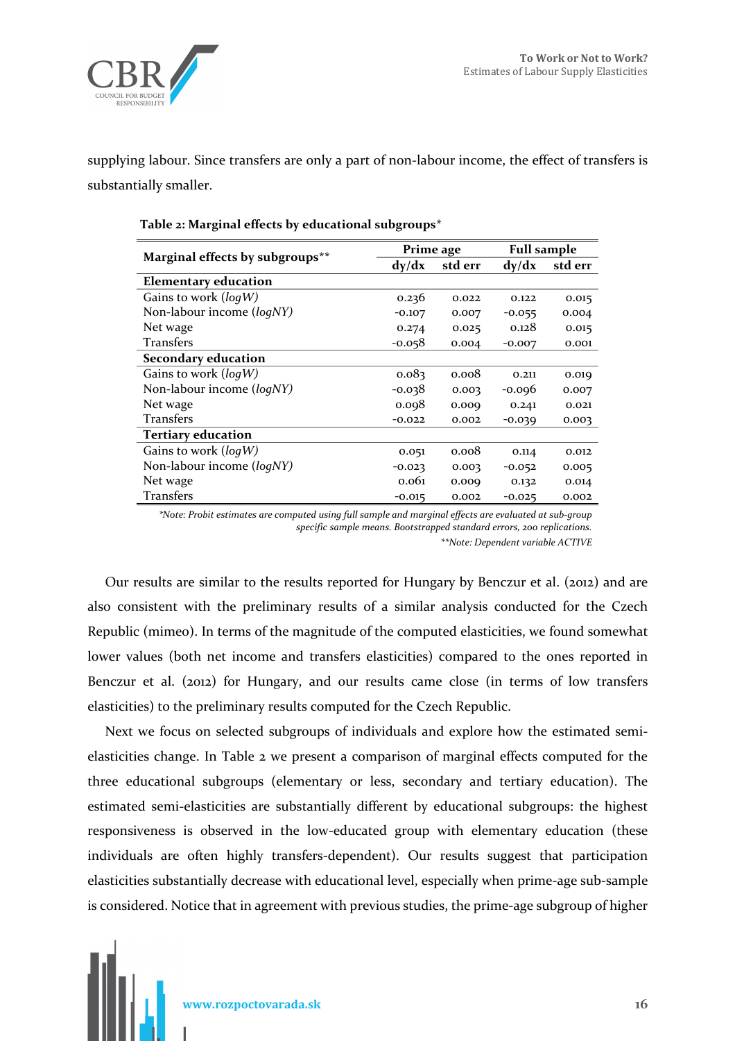supplying labour. Since transfers are only a part of non-labour income, the effect of transfers is substantially smaller.

**Table 2: Marginal effects by educational subgroups***

| Marginal effects by subgroups** | Prime age | | Full sample | |
|---|---|---|---|---|
| | dy/dx | std err | dy/dx | std err |
| **Elementary education** | | | | |
| Gains to work (*logW*) | 0.236 | 0.022 | 0.122 | 0.015 |
| Non-labour income (*logNY*) | -0.107 | 0.007 | -0.055 | 0.004 |
| Net wage | 0.274 | 0.025 | 0.128 | 0.015 |
| Transfers | -0.058 | 0.004 | -0.007 | 0.001 |
| **Secondary education** | | | | |
| Gains to work (*logW*) | 0.083 | 0.008 | 0.211 | 0.019 |
| Non-labour income (*logNY*) | -0.038 | 0.003 | -0.096 | 0.007 |
| Net wage | 0.098 | 0.009 | 0.241 | 0.021 |
| Transfers | -0.022 | 0.002 | -0.039 | 0.003 |
| **Tertiary education** | | | | |
| Gains to work (*logW*) | 0.051 | 0.008 | 0.114 | 0.012 |
| Non-labour income (*logNY*) | -0.023 | 0.003 | -0.052 | 0.005 |
| Net wage | 0.061 | 0.009 | 0.132 | 0.014 |
| Transfers | -0.015 | 0.002 | -0.025 | 0.002 |

*\*Note: Probit estimates are computed using full sample and marginal effects are evaluated at sub-group specific sample means. Bootstrapped standard errors, 200 replications.*

*\*\*Note: Dependent variable ACTIVE*

Our results are similar to the results reported for Hungary by Benczur et al. (2012) and are also consistent with the preliminary results of a similar analysis conducted for the Czech Republic (mimeo). In terms of the magnitude of the computed elasticities, we found somewhat lower values (both net income and transfers elasticities) compared to the ones reported in Benczur et al. (2012) for Hungary, and our results came close (in terms of low transfers elasticities) to the preliminary results computed for the Czech Republic.

Next we focus on selected subgroups of individuals and explore how the estimated semi-elasticities change. In Table 2 we present a comparison of marginal effects computed for the three educational subgroups (elementary or less, secondary and tertiary education). The estimated semi-elasticities are substantially different by educational subgroups: the highest responsiveness is observed in the low-educated group with elementary education (these individuals are often highly transfers-dependent). Our results suggest that participation elasticities substantially decrease with educational level, especially when prime-age sub-sample is considered. Notice that in agreement with previous studies, the prime-age subgroup of higher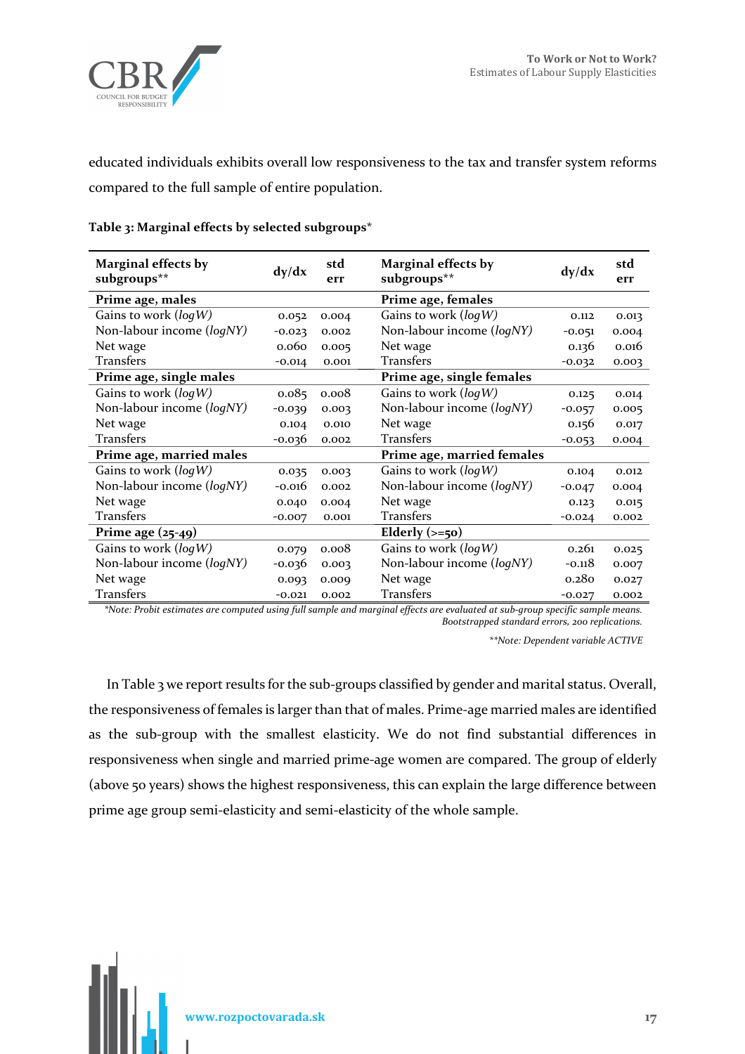educated individuals exhibits overall low responsiveness to the tax and transfer system reforms compared to the full sample of entire population.

**Table 3: Marginal effects by selected subgroups***

| Marginal effects by subgroups** | dy/dx | std err | Marginal effects by subgroups** | dy/dx | std err |
|---|---|---|---|---|---|
| **Prime age, males** | | | **Prime age, females** | | |
| Gains to work (*logW*) | 0.052 | 0.004 | Gains to work (*logW*) | 0.112 | 0.013 |
| Non-labour income (*logNY*) | -0.023 | 0.002 | Non-labour income (*logNY*) | -0.051 | 0.004 |
| Net wage | 0.060 | 0.005 | Net wage | 0.136 | 0.016 |
| Transfers | -0.014 | 0.001 | Transfers | -0.032 | 0.003 |
| **Prime age, single males** | | | **Prime age, single females** | | |
| Gains to work (*logW*) | 0.085 | 0.008 | Gains to work (*logW*) | 0.125 | 0.014 |
| Non-labour income (*logNY*) | -0.039 | 0.003 | Non-labour income (*logNY*) | -0.057 | 0.005 |
| Net wage | 0.104 | 0.010 | Net wage | 0.156 | 0.017 |
| Transfers | -0.036 | 0.002 | Transfers | -0.053 | 0.004 |
| **Prime age, married males** | | | **Prime age, married females** | | |
| Gains to work (*logW*) | 0.035 | 0.003 | Gains to work (*logW*) | 0.104 | 0.012 |
| Non-labour income (*logNY*) | -0.016 | 0.002 | Non-labour income (*logNY*) | -0.047 | 0.004 |
| Net wage | 0.040 | 0.004 | Net wage | 0.123 | 0.015 |
| Transfers | -0.007 | 0.001 | Transfers | -0.024 | 0.002 |
| **Prime age (25-49)** | | | **Elderly (>=50)** | | |
| Gains to work (*logW*) | 0.079 | 0.008 | Gains to work (*logW*) | 0.261 | 0.025 |
| Non-labour income (*logNY*) | -0.036 | 0.003 | Non-labour income (*logNY*) | -0.118 | 0.007 |
| Net wage | 0.093 | 0.009 | Net wage | 0.280 | 0.027 |
| Transfers | -0.021 | 0.002 | Transfers | -0.027 | 0.002 |

**Note: Probit estimates are computed using full sample and marginal effects are evaluated at sub-group specific sample means. Bootstrapped standard errors, 200 replications.*

***Note: Dependent variable ACTIVE*

In Table 3 we report results for the sub-groups classified by gender and marital status. Overall, the responsiveness of females is larger than that of males. Prime-age married males are identified as the sub-group with the smallest elasticity. We do not find substantial differences in responsiveness when single and married prime-age women are compared. The group of elderly (above 50 years) shows the highest responsiveness, this can explain the large difference between prime age group semi-elasticity and semi-elasticity of the whole sample.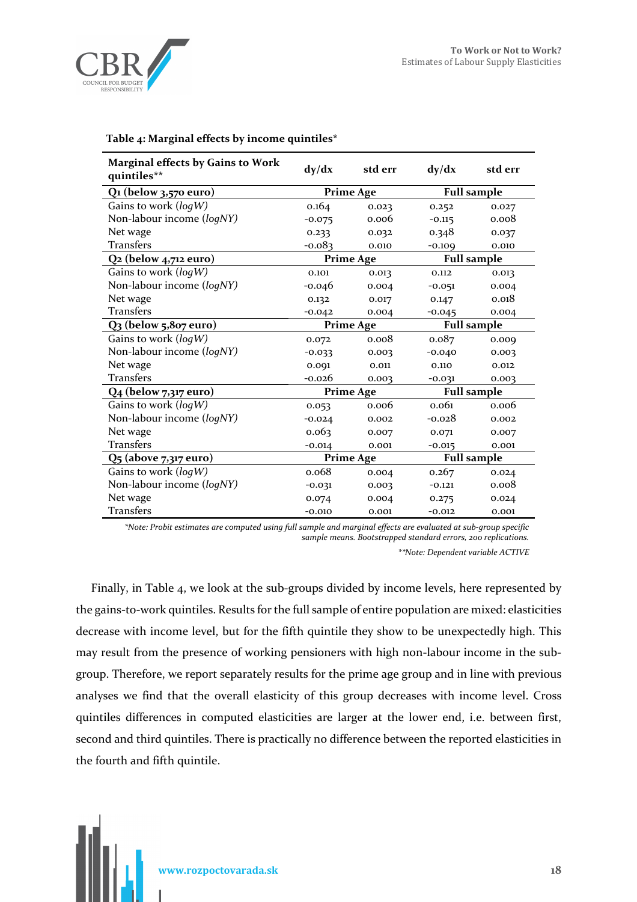**Table 4: Marginal effects by income quintiles***

| Marginal effects by Gains to Work quintiles** | dy/dx | std err | dy/dx | std err |
|---|---|---|---|---|
| **Q1 (below 3,570 euro)** | **Prime Age** | | **Full sample** | |
| Gains to work (*logW*) | 0.164 | 0.023 | 0.252 | 0.027 |
| Non-labour income (*logNY*) | -0.075 | 0.006 | -0.115 | 0.008 |
| Net wage | 0.233 | 0.032 | 0.348 | 0.037 |
| Transfers | -0.083 | 0.010 | -0.109 | 0.010 |
| **Q2 (below 4,712 euro)** | **Prime Age** | | **Full sample** | |
| Gains to work (*logW*) | 0.101 | 0.013 | 0.112 | 0.013 |
| Non-labour income (*logNY*) | -0.046 | 0.004 | -0.051 | 0.004 |
| Net wage | 0.132 | 0.017 | 0.147 | 0.018 |
| Transfers | -0.042 | 0.004 | -0.045 | 0.004 |
| **Q3 (below 5,807 euro)** | **Prime Age** | | **Full sample** | |
| Gains to work (*logW*) | 0.072 | 0.008 | 0.087 | 0.009 |
| Non-labour income (*logNY*) | -0.033 | 0.003 | -0.040 | 0.003 |
| Net wage | 0.091 | 0.011 | 0.110 | 0.012 |
| Transfers | -0.026 | 0.003 | -0.031 | 0.003 |
| **Q4 (below 7,317 euro)** | **Prime Age** | | **Full sample** | |
| Gains to work (*logW*) | 0.053 | 0.006 | 0.061 | 0.006 |
| Non-labour income (*logNY*) | -0.024 | 0.002 | -0.028 | 0.002 |
| Net wage | 0.063 | 0.007 | 0.071 | 0.007 |
| Transfers | -0.014 | 0.001 | -0.015 | 0.001 |
| **Q5 (above 7,317 euro)** | **Prime Age** | | **Full sample** | |
| Gains to work (*logW*) | 0.068 | 0.004 | 0.267 | 0.024 |
| Non-labour income (*logNY*) | -0.031 | 0.003 | -0.121 | 0.008 |
| Net wage | 0.074 | 0.004 | 0.275 | 0.024 |
| Transfers | -0.010 | 0.001 | -0.012 | 0.001 |

*\*Note: Probit estimates are computed using full sample and marginal effects are evaluated at sub-group specific sample means. Bootstrapped standard errors, 200 replications.*

*\*\*Note: Dependent variable ACTIVE*

Finally, in Table 4, we look at the sub-groups divided by income levels, here represented by the gains-to-work quintiles. Results for the full sample of entire population are mixed: elasticities decrease with income level, but for the fifth quintile they show to be unexpectedly high. This may result from the presence of working pensioners with high non-labour income in the sub-group. Therefore, we report separately results for the prime age group and in line with previous analyses we find that the overall elasticity of this group decreases with income level. Cross quintiles differences in computed elasticities are larger at the lower end, i.e. between first, second and third quintiles. There is practically no difference between the reported elasticities in the fourth and fifth quintile.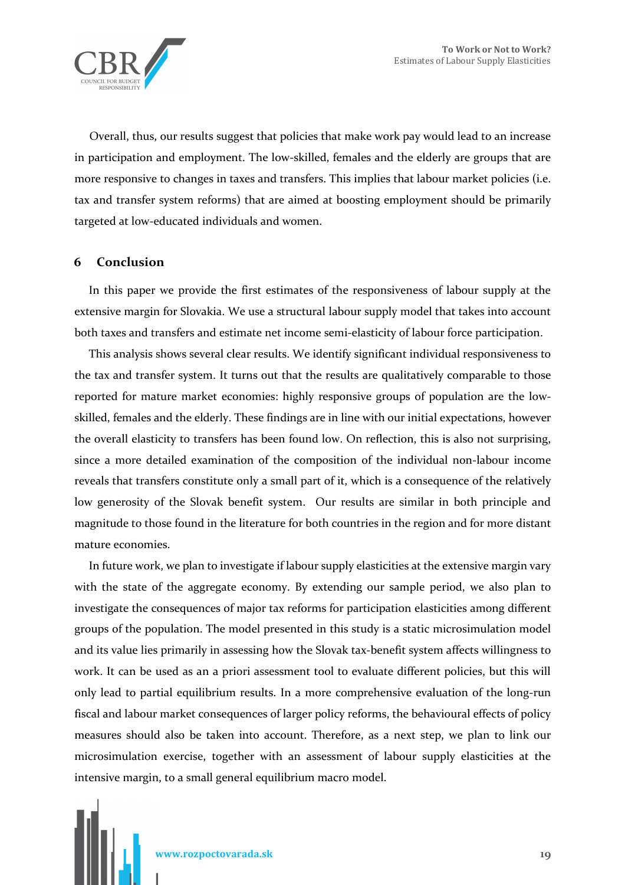Overall, thus, our results suggest that policies that make work pay would lead to an increase in participation and employment. The low-skilled, females and the elderly are groups that are more responsive to changes in taxes and transfers. This implies that labour market policies (i.e. tax and transfer system reforms) that are aimed at boosting employment should be primarily targeted at low-educated individuals and women.

## 6 Conclusion

In this paper we provide the first estimates of the responsiveness of labour supply at the extensive margin for Slovakia. We use a structural labour supply model that takes into account both taxes and transfers and estimate net income semi-elasticity of labour force participation.

This analysis shows several clear results. We identify significant individual responsiveness to the tax and transfer system. It turns out that the results are qualitatively comparable to those reported for mature market economies: highly responsive groups of population are the low-skilled, females and the elderly. These findings are in line with our initial expectations, however the overall elasticity to transfers has been found low. On reflection, this is also not surprising, since a more detailed examination of the composition of the individual non-labour income reveals that transfers constitute only a small part of it, which is a consequence of the relatively low generosity of the Slovak benefit system. Our results are similar in both principle and magnitude to those found in the literature for both countries in the region and for more distant mature economies.

In future work, we plan to investigate if labour supply elasticities at the extensive margin vary with the state of the aggregate economy. By extending our sample period, we also plan to investigate the consequences of major tax reforms for participation elasticities among different groups of the population. The model presented in this study is a static microsimulation model and its value lies primarily in assessing how the Slovak tax-benefit system affects willingness to work. It can be used as an a priori assessment tool to evaluate different policies, but this will only lead to partial equilibrium results. In a more comprehensive evaluation of the long-run fiscal and labour market consequences of larger policy reforms, the behavioural effects of policy measures should also be taken into account. Therefore, as a next step, we plan to link our microsimulation exercise, together with an assessment of labour supply elasticities at the intensive margin, to a small general equilibrium macro model.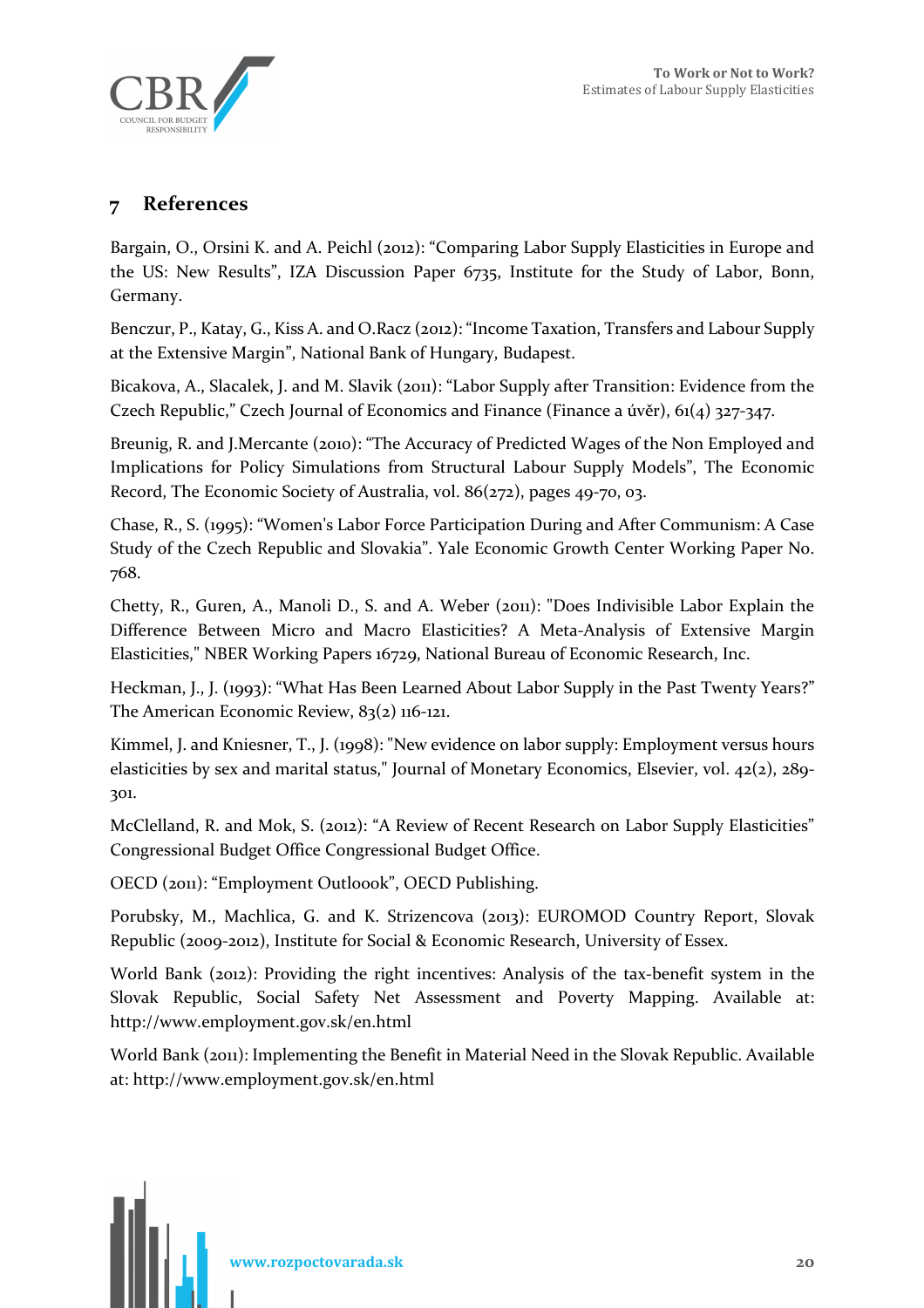## 7 References

Bargain, O., Orsini K. and A. Peichl (2012): "Comparing Labor Supply Elasticities in Europe and the US: New Results", IZA Discussion Paper 6735, Institute for the Study of Labor, Bonn, Germany.

Benczur, P., Katay, G., Kiss A. and O.Racz (2012): "Income Taxation, Transfers and Labour Supply at the Extensive Margin", National Bank of Hungary, Budapest.

Bicakova, A., Slacalek, J. and M. Slavik (2011): "Labor Supply after Transition: Evidence from the Czech Republic," Czech Journal of Economics and Finance (Finance a úvěr), 61(4) 327-347.

Breunig, R. and J.Mercante (2010): "The Accuracy of Predicted Wages of the Non Employed and Implications for Policy Simulations from Structural Labour Supply Models", The Economic Record, The Economic Society of Australia, vol. 86(272), pages 49-70, 03.

Chase, R., S. (1995): "Women's Labor Force Participation During and After Communism: A Case Study of the Czech Republic and Slovakia". Yale Economic Growth Center Working Paper No. 768.

Chetty, R., Guren, A., Manoli D., S. and A. Weber (2011): "Does Indivisible Labor Explain the Difference Between Micro and Macro Elasticities? A Meta-Analysis of Extensive Margin Elasticities," NBER Working Papers 16729, National Bureau of Economic Research, Inc.

Heckman, J., J. (1993): "What Has Been Learned About Labor Supply in the Past Twenty Years?" The American Economic Review, 83(2) 116-121.

Kimmel, J. and Kniesner, T., J. (1998): "New evidence on labor supply: Employment versus hours elasticities by sex and marital status," Journal of Monetary Economics, Elsevier, vol. 42(2), 289-301.

McClelland, R. and Mok, S. (2012): "A Review of Recent Research on Labor Supply Elasticities" Congressional Budget Office Congressional Budget Office.

OECD (2011): "Employment Outloook", OECD Publishing.

Porubsky, M., Machlica, G. and K. Strizencova (2013): EUROMOD Country Report, Slovak Republic (2009-2012), Institute for Social & Economic Research, University of Essex.

World Bank (2012): Providing the right incentives: Analysis of the tax-benefit system in the Slovak Republic, Social Safety Net Assessment and Poverty Mapping. Available at: http://www.employment.gov.sk/en.html

World Bank (2011): Implementing the Benefit in Material Need in the Slovak Republic. Available at: http://www.employment.gov.sk/en.html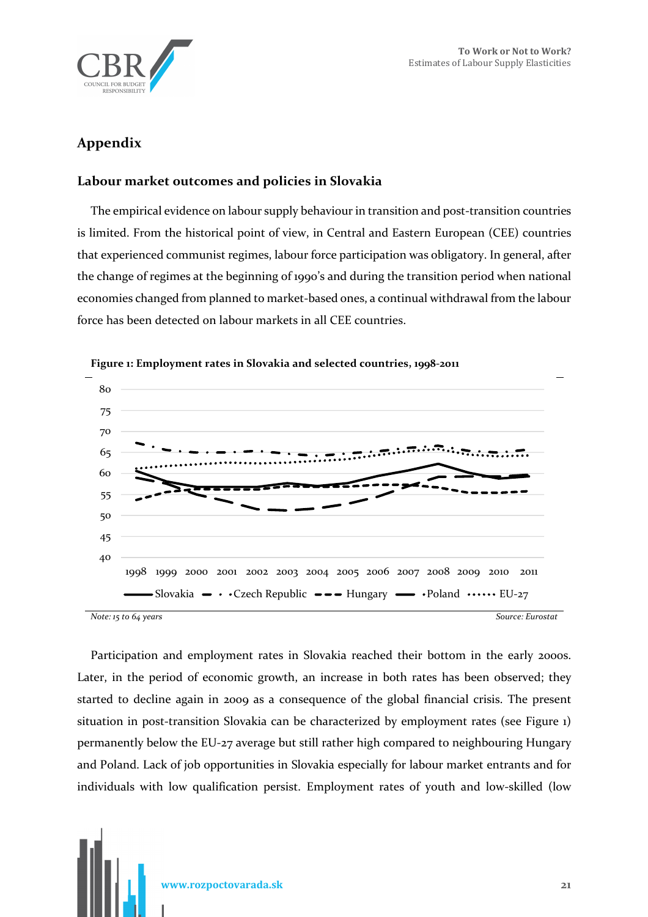## Appendix

### Labour market outcomes and policies in Slovakia

The empirical evidence on labour supply behaviour in transition and post-transition countries is limited. From the historical point of view, in Central and Eastern European (CEE) countries that experienced communist regimes, labour force participation was obligatory. In general, after the change of regimes at the beginning of 1990's and during the transition period when national economies changed from planned to market-based ones, a continual withdrawal from the labour force has been detected on labour markets in all CEE countries.

**Figure 1: Employment rates in Slovakia and selected countries, 1998-2011**

*Note: 15 to 64 years* *Source: Eurostat*

Participation and employment rates in Slovakia reached their bottom in the early 2000s. Later, in the period of economic growth, an increase in both rates has been observed; they started to decline again in 2009 as a consequence of the global financial crisis. The present situation in post-transition Slovakia can be characterized by employment rates (see Figure 1) permanently below the EU-27 average but still rather high compared to neighbouring Hungary and Poland. Lack of job opportunities in Slovakia especially for labour market entrants and for individuals with low qualification persist. Employment rates of youth and low-skilled (low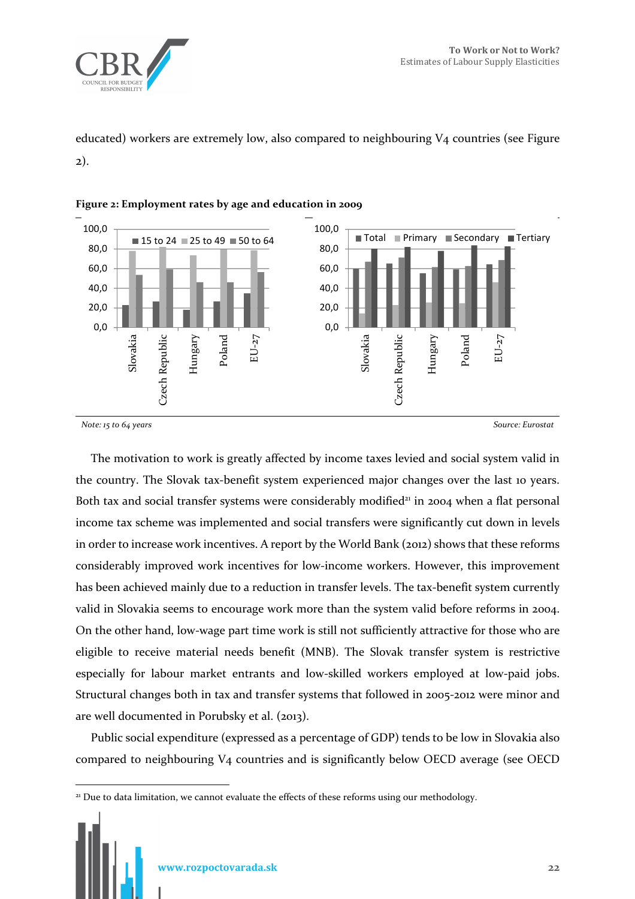educated) workers are extremely low, also compared to neighbouring V4 countries (see Figure 2).

**Figure 2: Employment rates by age and education in 2009**

*Note: 15 to 64 years* *Source: Eurostat*

The motivation to work is greatly affected by income taxes levied and social system valid in the country. The Slovak tax-benefit system experienced major changes over the last 10 years. Both tax and social transfer systems were considerably modified[21] in 2004 when a flat personal income tax scheme was implemented and social transfers were significantly cut down in levels in order to increase work incentives. A report by the World Bank (2012) shows that these reforms considerably improved work incentives for low-income workers. However, this improvement has been achieved mainly due to a reduction in transfer levels. The tax-benefit system currently valid in Slovakia seems to encourage work more than the system valid before reforms in 2004. On the other hand, low-wage part time work is still not sufficiently attractive for those who are eligible to receive material needs benefit (MNB). The Slovak transfer system is restrictive especially for labour market entrants and low-skilled workers employed at low-paid jobs. Structural changes both in tax and transfer systems that followed in 2005-2012 were minor and are well documented in Porubsky et al. (2013).

Public social expenditure (expressed as a percentage of GDP) tends to be low in Slovakia also compared to neighbouring V4 countries and is significantly below OECD average (see OECD

[21] Due to data limitation, we cannot evaluate the effects of these reforms using our methodology.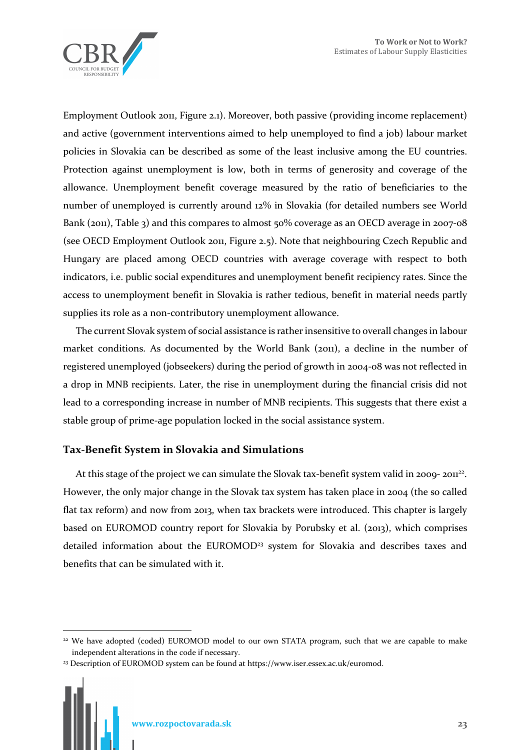Employment Outlook 2011, Figure 2.1). Moreover, both passive (providing income replacement) and active (government interventions aimed to help unemployed to find a job) labour market policies in Slovakia can be described as some of the least inclusive among the EU countries. Protection against unemployment is low, both in terms of generosity and coverage of the allowance. Unemployment benefit coverage measured by the ratio of beneficiaries to the number of unemployed is currently around 12% in Slovakia (for detailed numbers see World Bank (2011), Table 3) and this compares to almost 50% coverage as an OECD average in 2007-08 (see OECD Employment Outlook 2011, Figure 2.5). Note that neighbouring Czech Republic and Hungary are placed among OECD countries with average coverage with respect to both indicators, i.e. public social expenditures and unemployment benefit recipiency rates. Since the access to unemployment benefit in Slovakia is rather tedious, benefit in material needs partly supplies its role as a non-contributory unemployment allowance.

The current Slovak system of social assistance is rather insensitive to overall changes in labour market conditions. As documented by the World Bank (2011), a decline in the number of registered unemployed (jobseekers) during the period of growth in 2004-08 was not reflected in a drop in MNB recipients. Later, the rise in unemployment during the financial crisis did not lead to a corresponding increase in number of MNB recipients. This suggests that there exist a stable group of prime-age population locked in the social assistance system.

## Tax-Benefit System in Slovakia and Simulations

At this stage of the project we can simulate the Slovak tax-benefit system valid in 2009- 2011[22]. However, the only major change in the Slovak tax system has taken place in 2004 (the so called flat tax reform) and now from 2013, when tax brackets were introduced. This chapter is largely based on EUROMOD country report for Slovakia by Porubsky et al. (2013), which comprises detailed information about the EUROMOD[23] system for Slovakia and describes taxes and benefits that can be simulated with it.

---

[22] We have adopted (coded) EUROMOD model to our own STATA program, such that we are capable to make independent alterations in the code if necessary.

[23] Description of EUROMOD system can be found at https://www.iser.essex.ac.uk/euromod.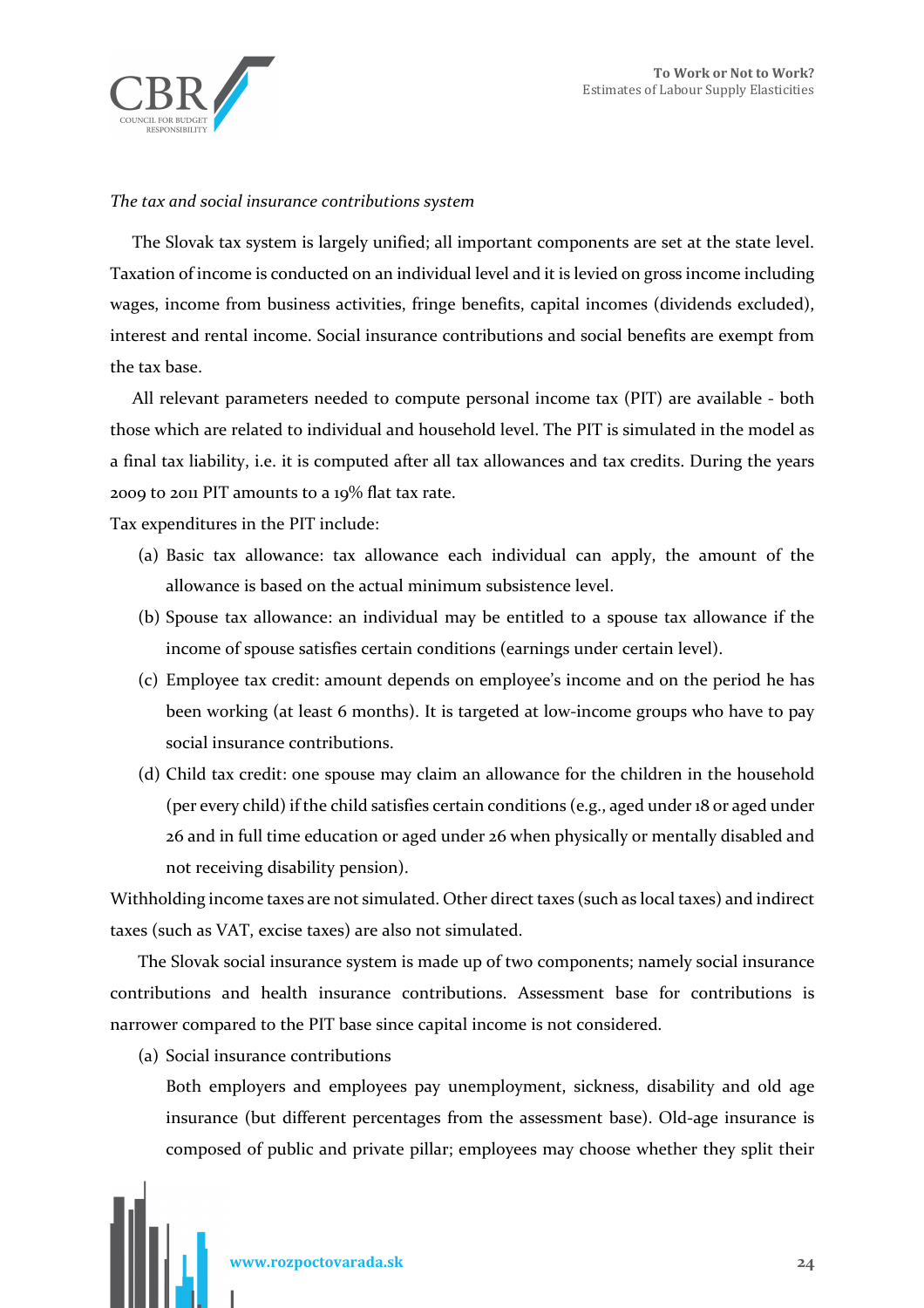*The tax and social insurance contributions system*

The Slovak tax system is largely unified; all important components are set at the state level. Taxation of income is conducted on an individual level and it is levied on gross income including wages, income from business activities, fringe benefits, capital incomes (dividends excluded), interest and rental income. Social insurance contributions and social benefits are exempt from the tax base.

All relevant parameters needed to compute personal income tax (PIT) are available - both those which are related to individual and household level. The PIT is simulated in the model as a final tax liability, i.e. it is computed after all tax allowances and tax credits. During the years 2009 to 2011 PIT amounts to a 19% flat tax rate.

Tax expenditures in the PIT include:

(a) Basic tax allowance: tax allowance each individual can apply, the amount of the allowance is based on the actual minimum subsistence level.

(b) Spouse tax allowance: an individual may be entitled to a spouse tax allowance if the income of spouse satisfies certain conditions (earnings under certain level).

(c) Employee tax credit: amount depends on employee's income and on the period he has been working (at least 6 months). It is targeted at low-income groups who have to pay social insurance contributions.

(d) Child tax credit: one spouse may claim an allowance for the children in the household (per every child) if the child satisfies certain conditions (e.g., aged under 18 or aged under 26 and in full time education or aged under 26 when physically or mentally disabled and not receiving disability pension).

Withholding income taxes are not simulated. Other direct taxes (such as local taxes) and indirect taxes (such as VAT, excise taxes) are also not simulated.

The Slovak social insurance system is made up of two components; namely social insurance contributions and health insurance contributions. Assessment base for contributions is narrower compared to the PIT base since capital income is not considered.

(a) Social insurance contributions

Both employers and employees pay unemployment, sickness, disability and old age insurance (but different percentages from the assessment base). Old-age insurance is composed of public and private pillar; employees may choose whether they split their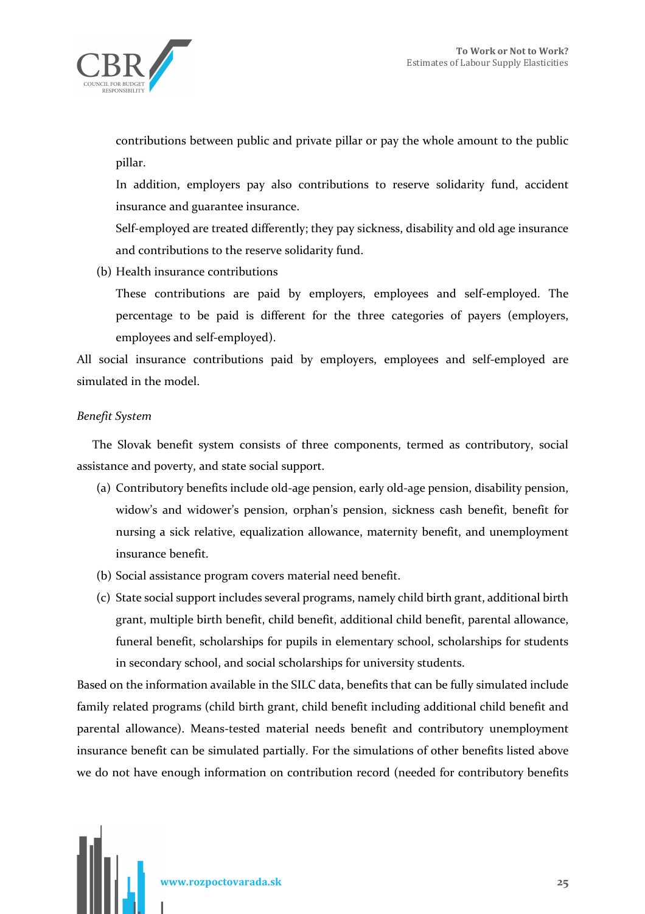contributions between public and private pillar or pay the whole amount to the public pillar.

In addition, employers pay also contributions to reserve solidarity fund, accident insurance and guarantee insurance.

Self-employed are treated differently; they pay sickness, disability and old age insurance and contributions to the reserve solidarity fund.

(b) Health insurance contributions

These contributions are paid by employers, employees and self-employed. The percentage to be paid is different for the three categories of payers (employers, employees and self-employed).

All social insurance contributions paid by employers, employees and self-employed are simulated in the model.

*Benefit System*

The Slovak benefit system consists of three components, termed as contributory, social assistance and poverty, and state social support.

(a) Contributory benefits include old-age pension, early old-age pension, disability pension, widow's and widower's pension, orphan's pension, sickness cash benefit, benefit for nursing a sick relative, equalization allowance, maternity benefit, and unemployment insurance benefit.
(b) Social assistance program covers material need benefit.
(c) State social support includes several programs, namely child birth grant, additional birth grant, multiple birth benefit, child benefit, additional child benefit, parental allowance, funeral benefit, scholarships for pupils in elementary school, scholarships for students in secondary school, and social scholarships for university students.

Based on the information available in the SILC data, benefits that can be fully simulated include family related programs (child birth grant, child benefit including additional child benefit and parental allowance). Means-tested material needs benefit and contributory unemployment insurance benefit can be simulated partially. For the simulations of other benefits listed above we do not have enough information on contribution record (needed for contributory benefits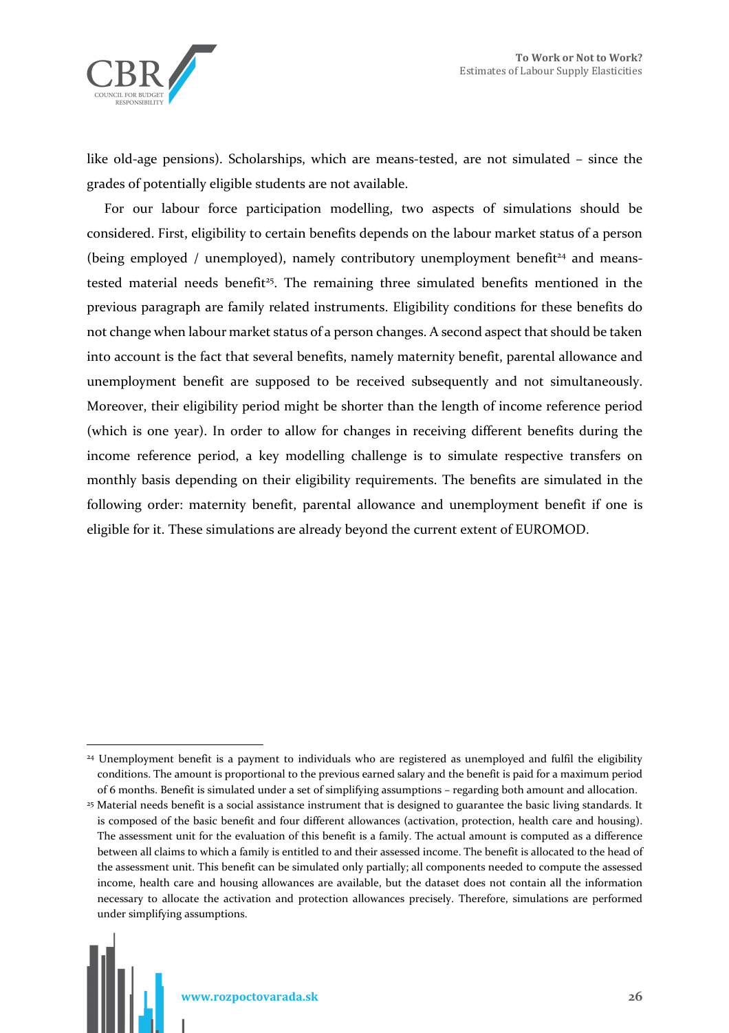like old-age pensions). Scholarships, which are means-tested, are not simulated – since the grades of potentially eligible students are not available.

For our labour force participation modelling, two aspects of simulations should be considered. First, eligibility to certain benefits depends on the labour market status of a person (being employed / unemployed), namely contributory unemployment benefit[24] and means-tested material needs benefit[25]. The remaining three simulated benefits mentioned in the previous paragraph are family related instruments. Eligibility conditions for these benefits do not change when labour market status of a person changes. A second aspect that should be taken into account is the fact that several benefits, namely maternity benefit, parental allowance and unemployment benefit are supposed to be received subsequently and not simultaneously. Moreover, their eligibility period might be shorter than the length of income reference period (which is one year). In order to allow for changes in receiving different benefits during the income reference period, a key modelling challenge is to simulate respective transfers on monthly basis depending on their eligibility requirements. The benefits are simulated in the following order: maternity benefit, parental allowance and unemployment benefit if one is eligible for it. These simulations are already beyond the current extent of EUROMOD.

[24] Unemployment benefit is a payment to individuals who are registered as unemployed and fulfil the eligibility conditions. The amount is proportional to the previous earned salary and the benefit is paid for a maximum period of 6 months. Benefit is simulated under a set of simplifying assumptions – regarding both amount and allocation.

[25] Material needs benefit is a social assistance instrument that is designed to guarantee the basic living standards. It is composed of the basic benefit and four different allowances (activation, protection, health care and housing). The assessment unit for the evaluation of this benefit is a family. The actual amount is computed as a difference between all claims to which a family is entitled to and their assessed income. The benefit is allocated to the head of the assessment unit. This benefit can be simulated only partially; all components needed to compute the assessed income, health care and housing allowances are available, but the dataset does not contain all the information necessary to allocate the activation and protection allowances precisely. Therefore, simulations are performed under simplifying assumptions.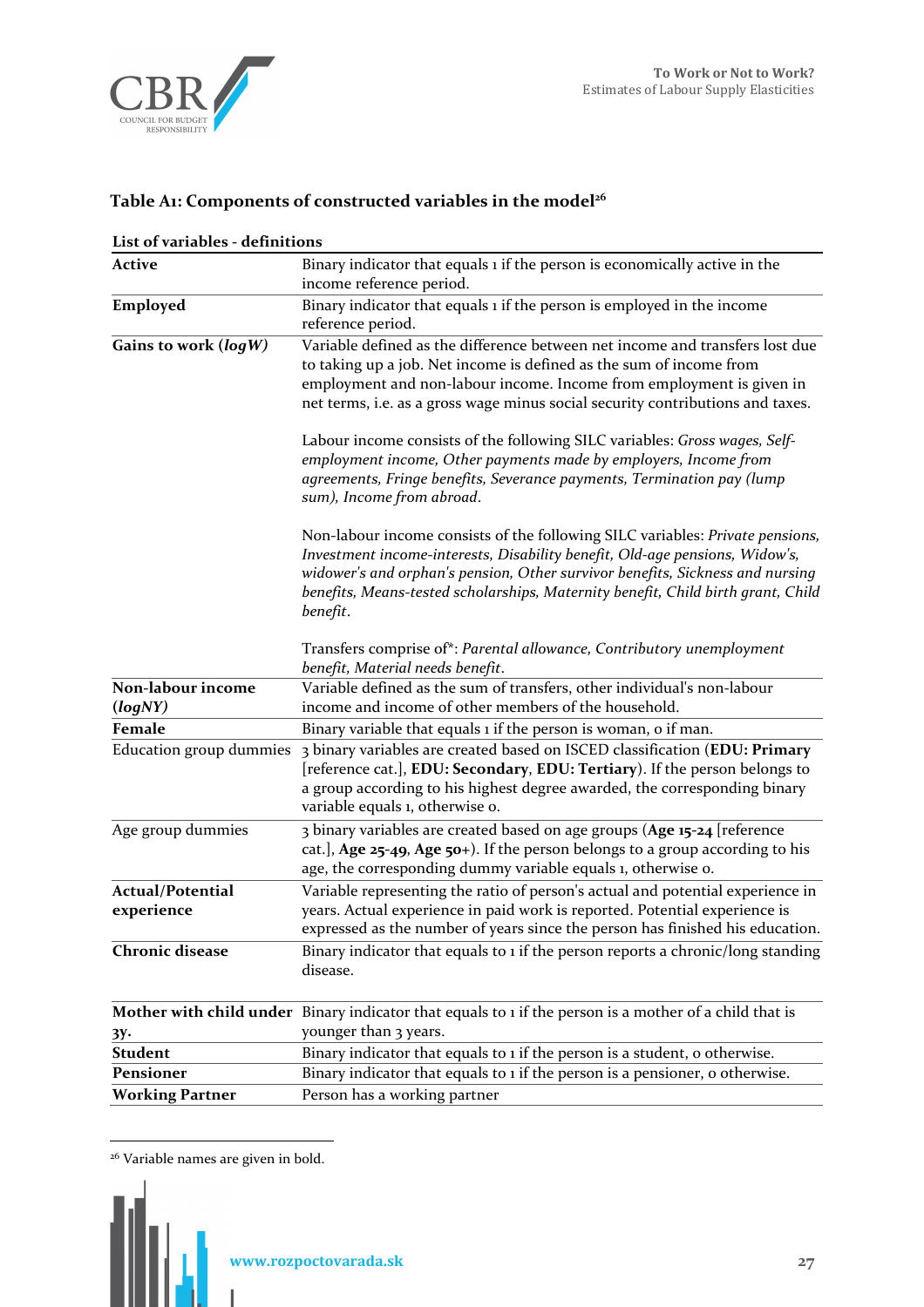### Table A1: Components of constructed variables in the model[26]

| List of variables - definitions | |
|---|---|
| **Active** | Binary indicator that equals 1 if the person is economically active in the income reference period. |
| **Employed** | Binary indicator that equals 1 if the person is employed in the income reference period. |
| **Gains to work (*logW*)** | Variable defined as the difference between net income and transfers lost due to taking up a job. Net income is defined as the sum of income from employment and non-labour income. Income from employment is given in net terms, i.e. as a gross wage minus social security contributions and taxes.<br><br>Labour income consists of the following SILC variables: *Gross wages, Self-employment income, Other payments made by employers, Income from agreements, Fringe benefits, Severance payments, Termination pay (lump sum), Income from abroad*.<br><br>Non-labour income consists of the following SILC variables: *Private pensions, Investment income-interests, Disability benefit, Old-age pensions, Widow's, widower's and orphan's pension, Other survivor benefits, Sickness and nursing benefits, Means-tested scholarships, Maternity benefit, Child birth grant, Child benefit*.<br><br>Transfers comprise of*: *Parental allowance, Contributory unemployment benefit, Material needs benefit*. |
| **Non-labour income (*logNY*)** | Variable defined as the sum of transfers, other individual's non-labour income and income of other members of the household. |
| **Female** | Binary variable that equals 1 if the person is woman, 0 if man. |
| Education group dummies | 3 binary variables are created based on ISCED classification (**EDU: Primary** [reference cat.], **EDU: Secondary**, **EDU: Tertiary**). If the person belongs to a group according to his highest degree awarded, the corresponding binary variable equals 1, otherwise 0. |
| Age group dummies | 3 binary variables are created based on age groups (**Age 15-24** [reference cat.], **Age 25-49**, **Age 50+**). If the person belongs to a group according to his age, the corresponding dummy variable equals 1, otherwise 0. |
| **Actual/Potential experience** | Variable representing the ratio of person's actual and potential experience in years. Actual experience in paid work is reported. Potential experience is expressed as the number of years since the person has finished his education. |
| **Chronic disease** | Binary indicator that equals to 1 if the person reports a chronic/long standing disease. |
| **Mother with child under 3y.** | Binary indicator that equals to 1 if the person is a mother of a child that is younger than 3 years. |
| **Student** | Binary indicator that equals to 1 if the person is a student, 0 otherwise. |
| **Pensioner** | Binary indicator that equals to 1 if the person is a pensioner, 0 otherwise. |
| **Working Partner** | Person has a working partner |

[26] Variable names are given in bold.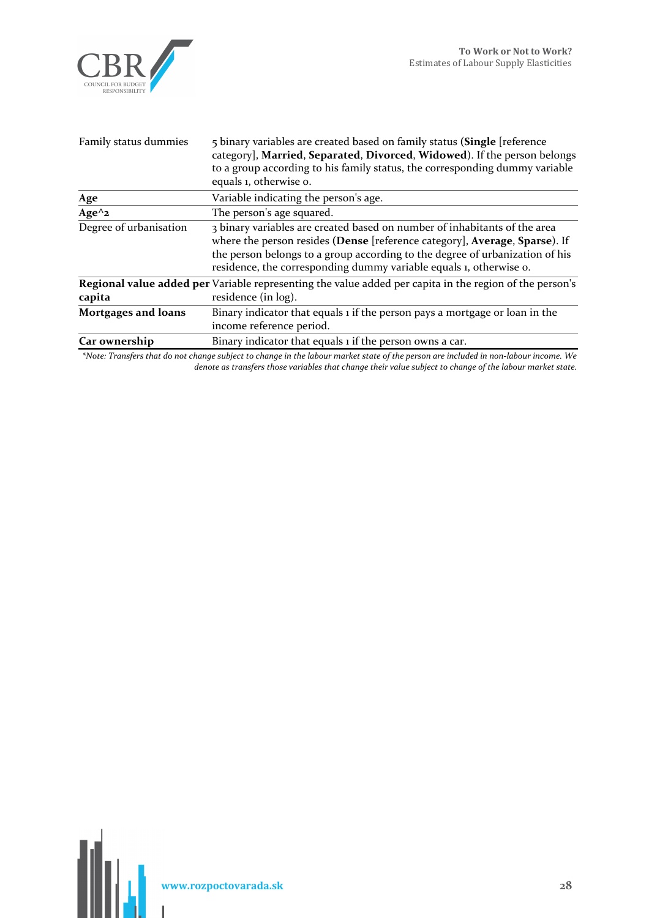| | |
|---|---|
| Family status dummies | 5 binary variables are created based on family status (**Single** [reference category], **Married**, **Separated**, **Divorced**, **Widowed**). If the person belongs to a group according to his family status, the corresponding dummy variable equals 1, otherwise 0. |
| **Age** | Variable indicating the person's age. |
| **Age^2** | The person's age squared. |
| Degree of urbanisation | 3 binary variables are created based on number of inhabitants of the area where the person resides (**Dense** [reference category], **Average**, **Sparse**). If the person belongs to a group according to the degree of urbanization of his residence, the corresponding dummy variable equals 1, otherwise 0. |
| **Regional value added per capita** | Variable representing the value added per capita in the region of the person's residence (in log). |
| **Mortgages and loans** | Binary indicator that equals 1 if the person pays a mortgage or loan in the income reference period. |
| **Car ownership** | Binary indicator that equals 1 if the person owns a car. |

*\*Note: Transfers that do not change subject to change in the labour market state of the person are included in non-labour income. We denote as transfers those variables that change their value subject to change of the labour market state.*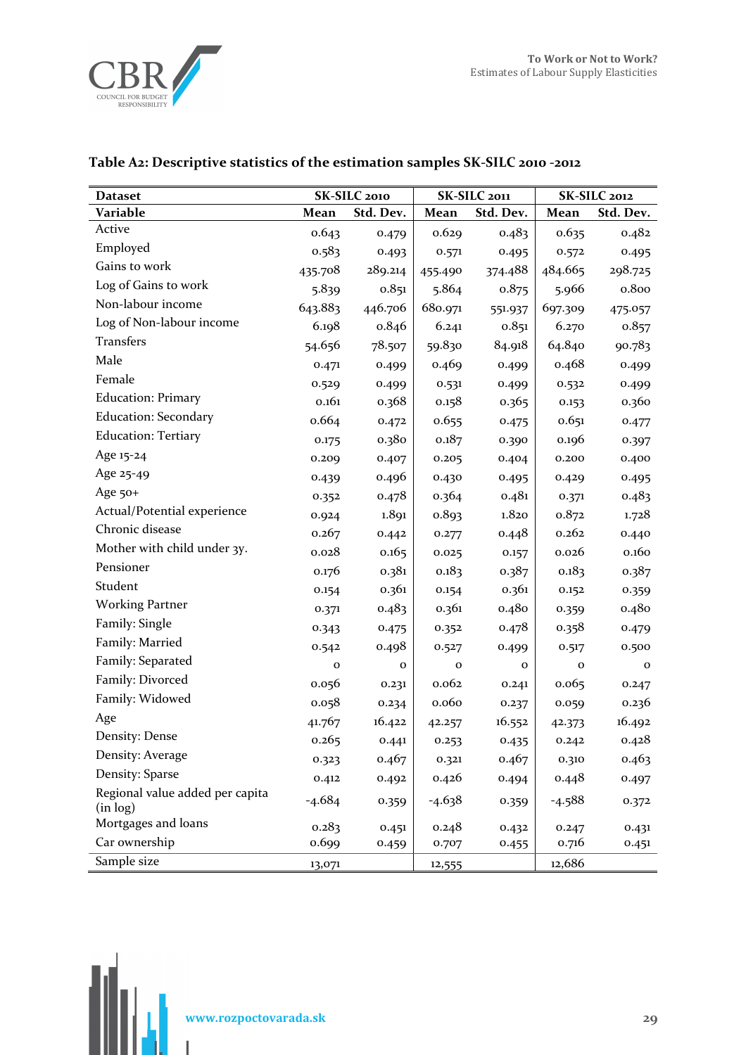**Table A2: Descriptive statistics of the estimation samples SK-SILC 2010 -2012**

| Dataset | SK-SILC 2010 | | SK-SILC 2011 | | SK-SILC 2012 | |
|---|---|---|---|---|---|---|
| Variable | Mean | Std. Dev. | Mean | Std. Dev. | Mean | Std. Dev. |
| Active | 0.643 | 0.479 | 0.629 | 0.483 | 0.635 | 0.482 |
| Employed | 0.583 | 0.493 | 0.571 | 0.495 | 0.572 | 0.495 |
| Gains to work | 435.708 | 289.214 | 455.490 | 374.488 | 484.665 | 298.725 |
| Log of Gains to work | 5.839 | 0.851 | 5.864 | 0.875 | 5.966 | 0.800 |
| Non-labour income | 643.883 | 446.706 | 680.971 | 551.937 | 697.309 | 475.057 |
| Log of Non-labour income | 6.198 | 0.846 | 6.241 | 0.851 | 6.270 | 0.857 |
| Transfers | 54.656 | 78.507 | 59.830 | 84.918 | 64.840 | 90.783 |
| Male | 0.471 | 0.499 | 0.469 | 0.499 | 0.468 | 0.499 |
| Female | 0.529 | 0.499 | 0.531 | 0.499 | 0.532 | 0.499 |
| Education: Primary | 0.161 | 0.368 | 0.158 | 0.365 | 0.153 | 0.360 |
| Education: Secondary | 0.664 | 0.472 | 0.655 | 0.475 | 0.651 | 0.477 |
| Education: Tertiary | 0.175 | 0.380 | 0.187 | 0.390 | 0.196 | 0.397 |
| Age 15-24 | 0.209 | 0.407 | 0.205 | 0.404 | 0.200 | 0.400 |
| Age 25-49 | 0.439 | 0.496 | 0.430 | 0.495 | 0.429 | 0.495 |
| Age 50+ | 0.352 | 0.478 | 0.364 | 0.481 | 0.371 | 0.483 |
| Actual/Potential experience | 0.924 | 1.891 | 0.893 | 1.820 | 0.872 | 1.728 |
| Chronic disease | 0.267 | 0.442 | 0.277 | 0.448 | 0.262 | 0.440 |
| Mother with child under 3y. | 0.028 | 0.165 | 0.025 | 0.157 | 0.026 | 0.160 |
| Pensioner | 0.176 | 0.381 | 0.183 | 0.387 | 0.183 | 0.387 |
| Student | 0.154 | 0.361 | 0.154 | 0.361 | 0.152 | 0.359 |
| Working Partner | 0.371 | 0.483 | 0.361 | 0.480 | 0.359 | 0.480 |
| Family: Single | 0.343 | 0.475 | 0.352 | 0.478 | 0.358 | 0.479 |
| Family: Married | 0.542 | 0.498 | 0.527 | 0.499 | 0.517 | 0.500 |
| Family: Separated | 0 | 0 | 0 | 0 | 0 | 0 |
| Family: Divorced | 0.056 | 0.231 | 0.062 | 0.241 | 0.065 | 0.247 |
| Family: Widowed | 0.058 | 0.234 | 0.060 | 0.237 | 0.059 | 0.236 |
| Age | 41.767 | 16.422 | 42.257 | 16.552 | 42.373 | 16.492 |
| Density: Dense | 0.265 | 0.441 | 0.253 | 0.435 | 0.242 | 0.428 |
| Density: Average | 0.323 | 0.467 | 0.321 | 0.467 | 0.310 | 0.463 |
| Density: Sparse | 0.412 | 0.492 | 0.426 | 0.494 | 0.448 | 0.497 |
| Regional value added per capita (in log) | -4.684 | 0.359 | -4.638 | 0.359 | -4.588 | 0.372 |
| Mortgages and loans | 0.283 | 0.451 | 0.248 | 0.432 | 0.247 | 0.431 |
| Car ownership | 0.699 | 0.459 | 0.707 | 0.455 | 0.716 | 0.451 |
| Sample size | 13,071 | | 12,555 | | 12,686 | |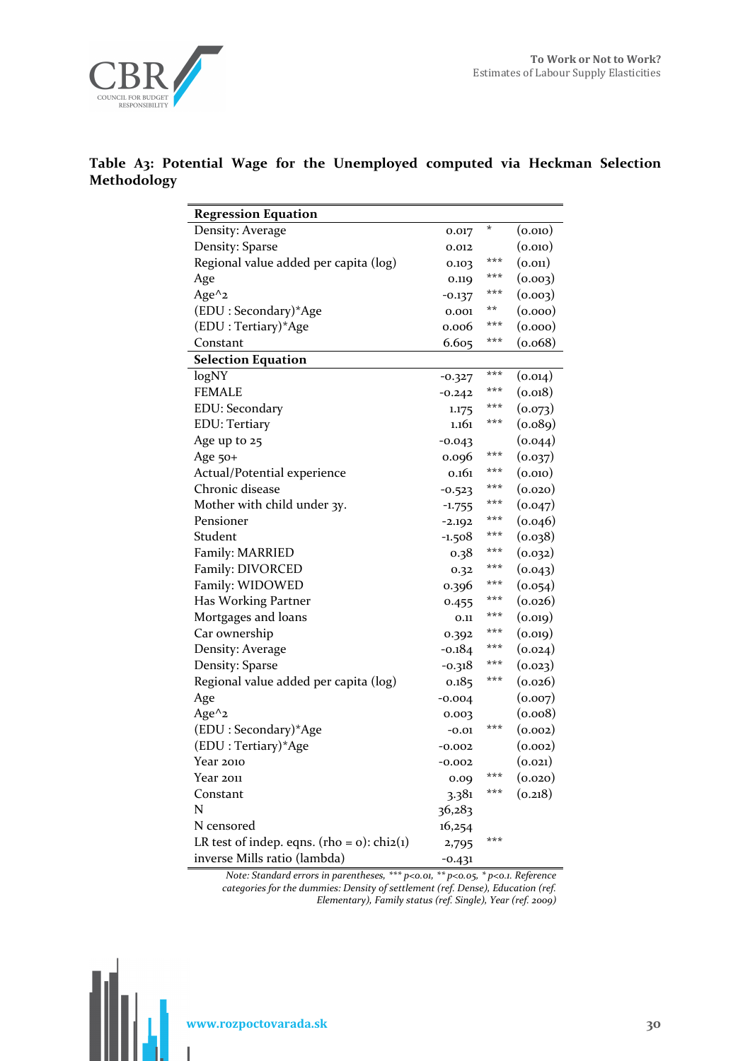**Table A3: Potential Wage for the Unemployed computed via Heckman Selection Methodology**

| **Regression Equation** | | | |
|---|---|---|---|
| Density: Average | 0.017 | * | (0.010) |
| Density: Sparse | 0.012 | | (0.010) |
| Regional value added per capita (log) | 0.103 | *** | (0.011) |
| Age | 0.119 | *** | (0.003) |
| Age^2 | -0.137 | *** | (0.003) |
| (EDU : Secondary)*Age | 0.001 | ** | (0.000) |
| (EDU : Tertiary)*Age | 0.006 | *** | (0.000) |
| Constant | 6.605 | *** | (0.068) |
| **Selection Equation** | | | |
| logNY | -0.327 | *** | (0.014) |
| FEMALE | -0.242 | *** | (0.018) |
| EDU: Secondary | 1.175 | *** | (0.073) |
| EDU: Tertiary | 1.161 | *** | (0.089) |
| Age up to 25 | -0.043 | | (0.044) |
| Age 50+ | 0.096 | *** | (0.037) |
| Actual/Potential experience | 0.161 | *** | (0.010) |
| Chronic disease | -0.523 | *** | (0.020) |
| Mother with child under 3y. | -1.755 | *** | (0.047) |
| Pensioner | -2.192 | *** | (0.046) |
| Student | -1.508 | *** | (0.038) |
| Family: MARRIED | 0.38 | *** | (0.032) |
| Family: DIVORCED | 0.32 | *** | (0.043) |
| Family: WIDOWED | 0.396 | *** | (0.054) |
| Has Working Partner | 0.455 | *** | (0.026) |
| Mortgages and loans | 0.11 | *** | (0.019) |
| Car ownership | 0.392 | *** | (0.019) |
| Density: Average | -0.184 | *** | (0.024) |
| Density: Sparse | -0.318 | *** | (0.023) |
| Regional value added per capita (log) | 0.185 | *** | (0.026) |
| Age | -0.004 | | (0.007) |
| Age^2 | 0.003 | | (0.008) |
| (EDU : Secondary)*Age | -0.01 | *** | (0.002) |
| (EDU : Tertiary)*Age | -0.002 | | (0.002) |
| Year 2010 | -0.002 | | (0.021) |
| Year 2011 | 0.09 | *** | (0.020) |
| Constant | 3.381 | *** | (0.218) |
| N | 36,283 | | |
| N censored | 16,254 | | |
| LR test of indep. eqns. (rho = 0): chi2(1) | 2,795 | *** | |
| inverse Mills ratio (lambda) | -0.431 | | |

*Note: Standard errors in parentheses, *** p<0.01, ** p<0.05, * p<0.1. Reference categories for the dummies: Density of settlement (ref. Dense), Education (ref. Elementary), Family status (ref. Single), Year (ref. 2009)*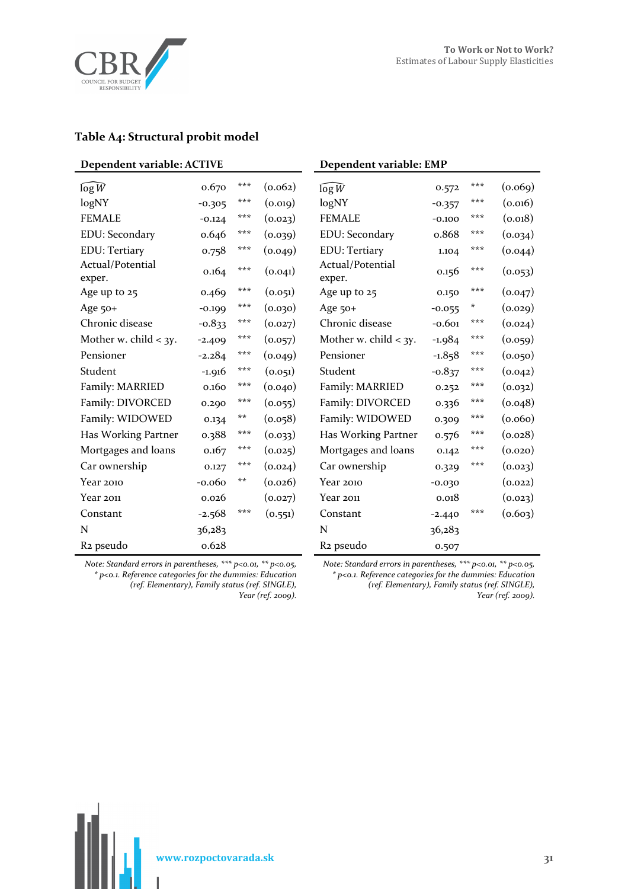### Table A4: Structural probit model

| Dependent variable: ACTIVE | | | | Dependent variable: EMP | | | |
|---|---|---|---|---|---|---|---|
| $\widehat{\log W}$ | 0.670 | *** | (0.062) | $\widehat{\log W}$ | 0.572 | *** | (0.069) |
| logNY | -0.305 | *** | (0.019) | logNY | -0.357 | *** | (0.016) |
| FEMALE | -0.124 | *** | (0.023) | FEMALE | -0.100 | *** | (0.018) |
| EDU: Secondary | 0.646 | *** | (0.039) | EDU: Secondary | 0.868 | *** | (0.034) |
| EDU: Tertiary | 0.758 | *** | (0.049) | EDU: Tertiary | 1.104 | *** | (0.044) |
| Actual/Potential exper. | 0.164 | *** | (0.041) | Actual/Potential exper. | 0.156 | *** | (0.053) |
| Age up to 25 | 0.469 | *** | (0.051) | Age up to 25 | 0.150 | *** | (0.047) |
| Age 50+ | -0.199 | *** | (0.030) | Age 50+ | -0.055 | * | (0.029) |
| Chronic disease | -0.833 | *** | (0.027) | Chronic disease | -0.601 | *** | (0.024) |
| Mother w. child < 3y. | -2.409 | *** | (0.057) | Mother w. child < 3y. | -1.984 | *** | (0.059) |
| Pensioner | -2.284 | *** | (0.049) | Pensioner | -1.858 | *** | (0.050) |
| Student | -1.916 | *** | (0.051) | Student | -0.837 | *** | (0.042) |
| Family: MARRIED | 0.160 | *** | (0.040) | Family: MARRIED | 0.252 | *** | (0.032) |
| Family: DIVORCED | 0.290 | *** | (0.055) | Family: DIVORCED | 0.336 | *** | (0.048) |
| Family: WIDOWED | 0.134 | ** | (0.058) | Family: WIDOWED | 0.309 | *** | (0.060) |
| Has Working Partner | 0.388 | *** | (0.033) | Has Working Partner | 0.576 | *** | (0.028) |
| Mortgages and loans | 0.167 | *** | (0.025) | Mortgages and loans | 0.142 | *** | (0.020) |
| Car ownership | 0.127 | *** | (0.024) | Car ownership | 0.329 | *** | (0.023) |
| Year 2010 | -0.060 | ** | (0.026) | Year 2010 | -0.030 | | (0.022) |
| Year 2011 | 0.026 | | (0.027) | Year 2011 | 0.018 | | (0.023) |
| Constant | -2.568 | *** | (0.551) | Constant | -2.440 | *** | (0.603) |
| N | 36,283 | | | N | 36,283 | | |
| R2 pseudo | 0.628 | | | R2 pseudo | 0.507 | | |

*Note: Standard errors in parentheses, *** p<0.01, ** p<0.05, * p<0.1. Reference categories for the dummies: Education (ref. Elementary), Family status (ref. SINGLE), Year (ref. 2009).*

*Note: Standard errors in parentheses, *** p<0.01, ** p<0.05, * p<0.1. Reference categories for the dummies: Education (ref. Elementary), Family status (ref. SINGLE), Year (ref. 2009).*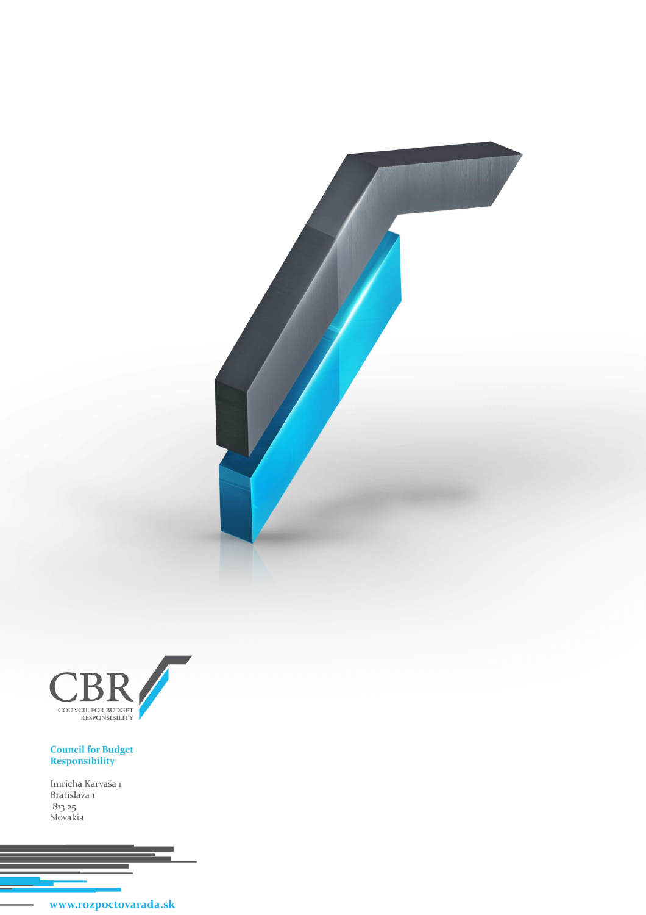CBR
COUNCIL FOR BUDGET RESPONSIBILITY

**Council for Budget Responsibility**

Imricha Karvaša 1
Bratislava 1
813 25
Slovakia

www.rozpoctovarada.sk